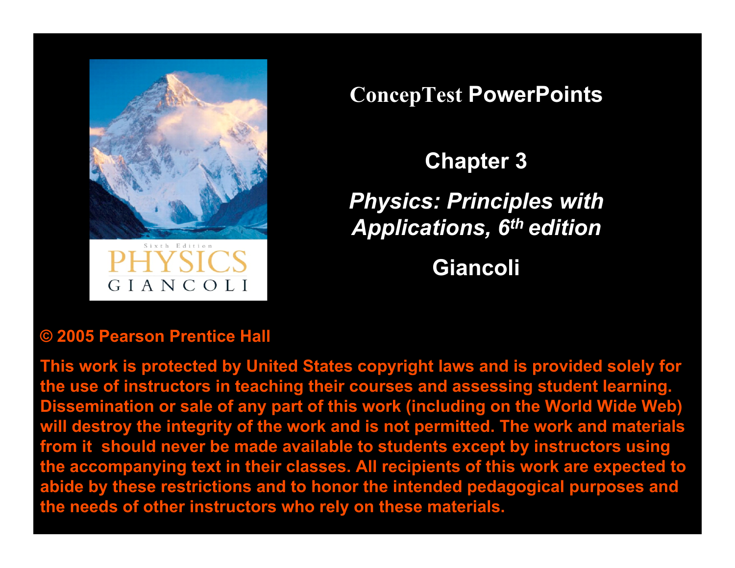# ConcepTest PowerPoints

## Chapter 3

## *Physics: Principles with Applications, 6th edition*

## Giancoli

**© 2005 Pearson Prentice Hall**

**This work is protected by United States copyright laws and is provided solely for the use of instructors in teaching their courses and assessing student learning. Dissemination or sale of any part of this work (including on the World Wide Web) will destroy the integrity of the work and is not permitted. The work and materials from it should never be made available to students except by instructors using the accompanying text in their classes. All recipients of this work are expected to abide by these restrictions and to honor the intended pedagogical purposes and the needs of other instructors who rely on these materials.**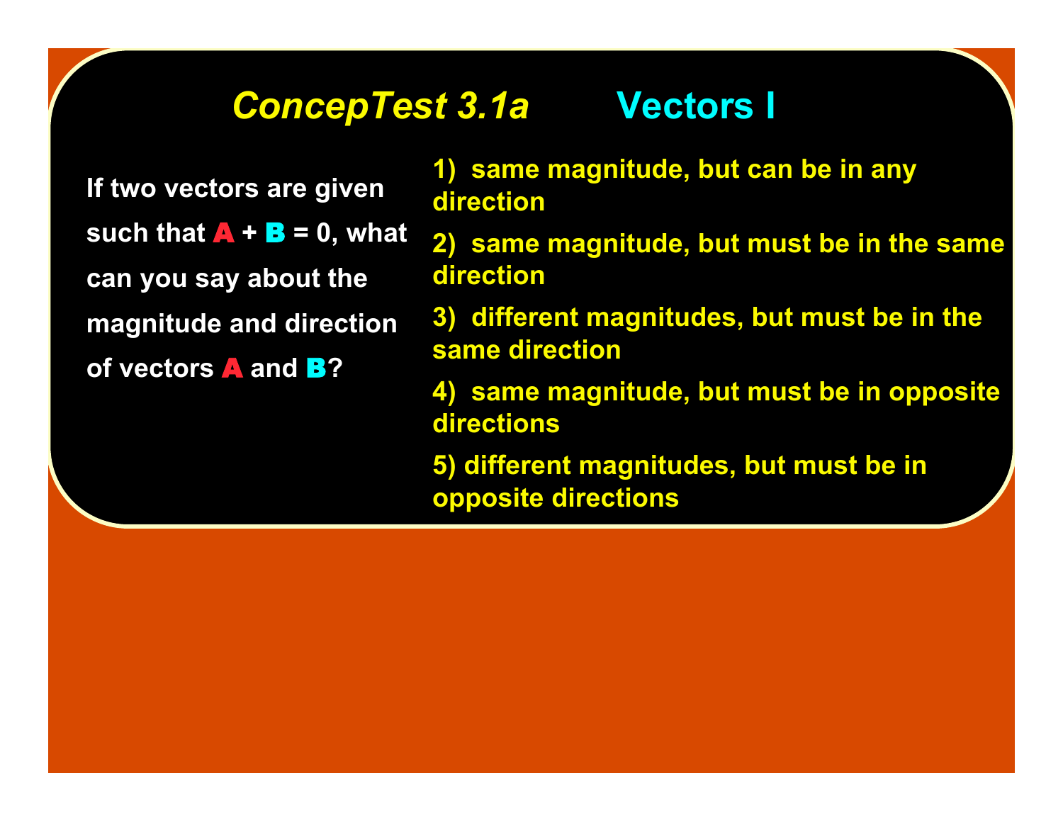## *ConcepTest 3.1a* Vectors I

If two vectors are given such that **A** + **B** = 0, what can you say about the magnitude and direction of vectors **A** and **B**?

1) same magnitude, but can be in any direction

2) same magnitude, but must be in the same direction

3) different magnitudes, but must be in the same direction

4) same magnitude, but must be in opposite directions

5) different magnitudes, but must be in opposite directions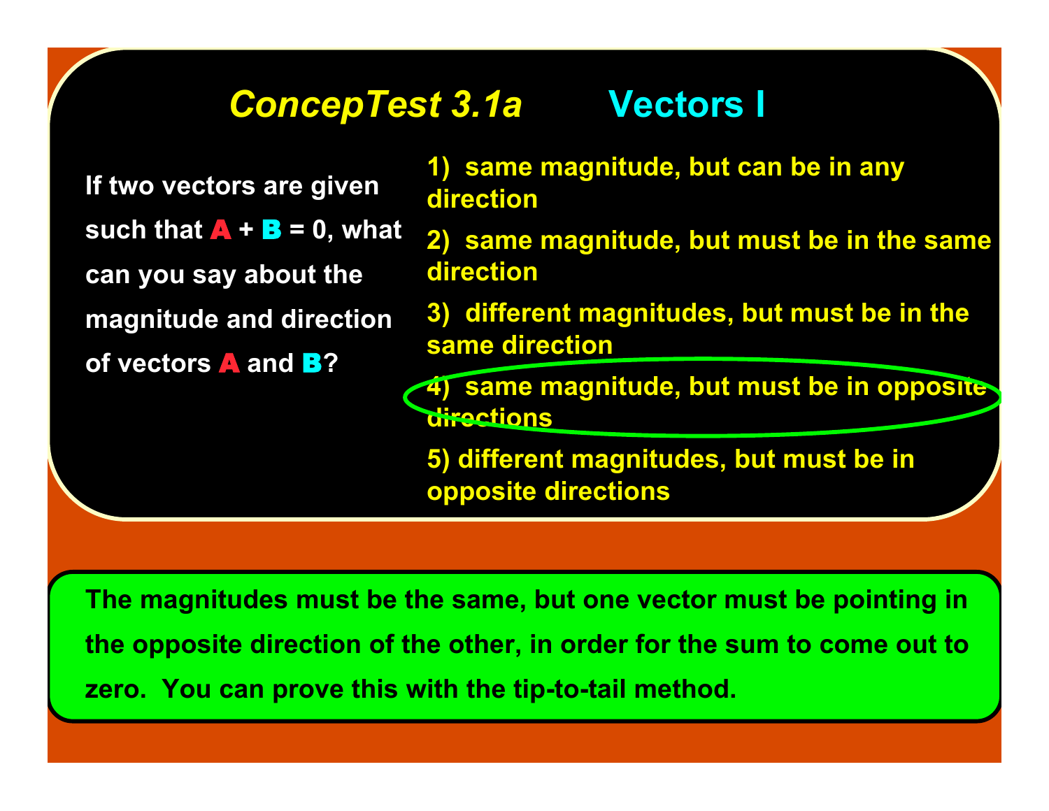# *ConcepTest 3.1a* Vectors I

If two vectors are given such that **A** + **B** = 0, what can you say about the magnitude and direction of vectors **A** and **B**?

1) same magnitude, but can be in any direction

2) same magnitude, but must be in the same direction

3) different magnitudes, but must be in the same direction

4) same magnitude, but must be in opposite directions

5) different magnitudes, but must be in opposite directions

The magnitudes must be the same, but one vector must be pointing in the opposite direction of the other, in order for the sum to come out to zero. You can prove this with the tip-to-tail method.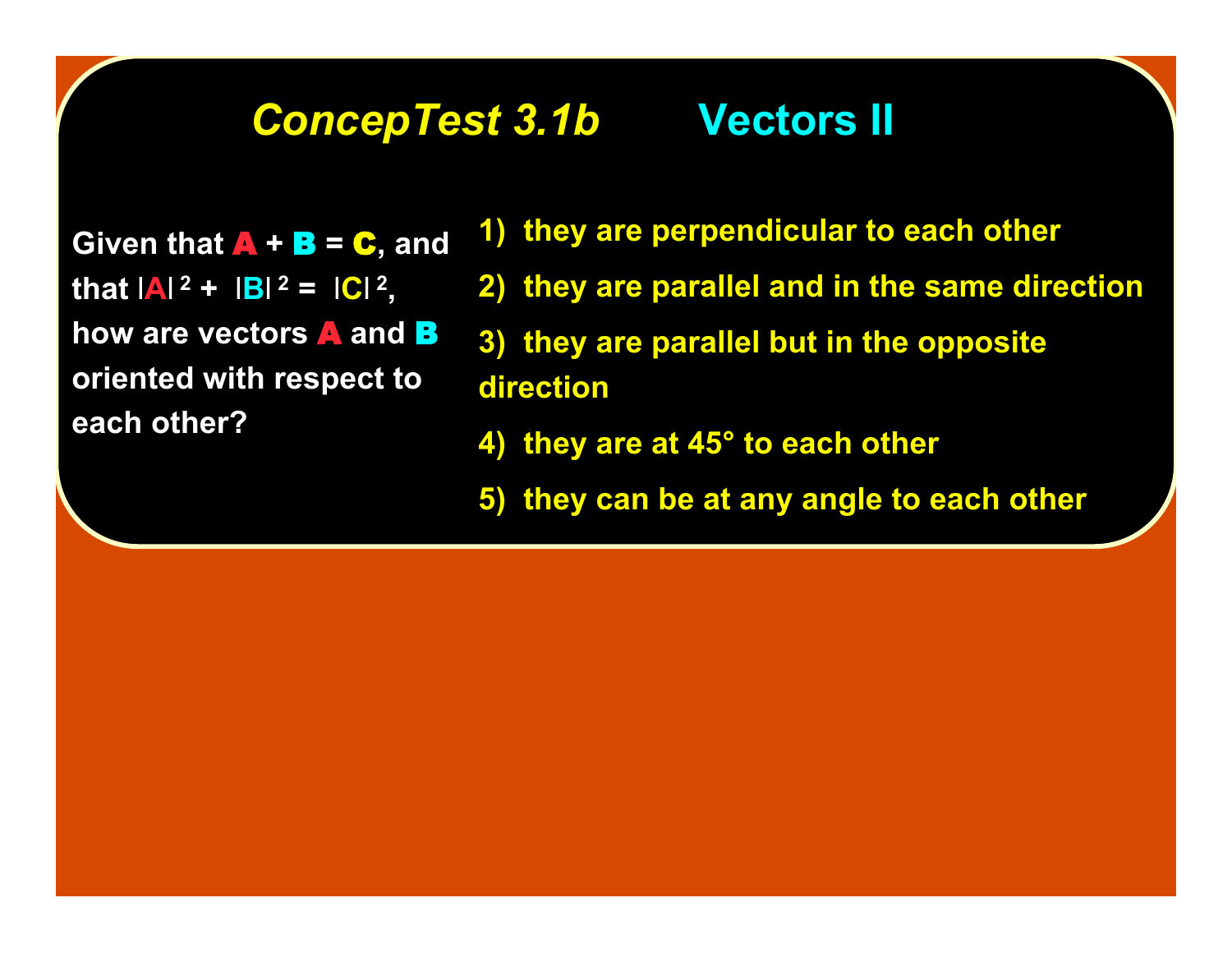# *ConcepTest 3.1b* Vectors II

Given that **A** + **B** = **C**, and that $|\mathbf{A}|^2 + |\mathbf{B}|^2 = |\mathbf{C}|^2$, how are vectors **A** and **B** oriented with respect to each other?

1) they are perpendicular to each other
2) they are parallel and in the same direction
3) they are parallel but in the opposite direction
4) they are at 45° to each other
5) they can be at any angle to each other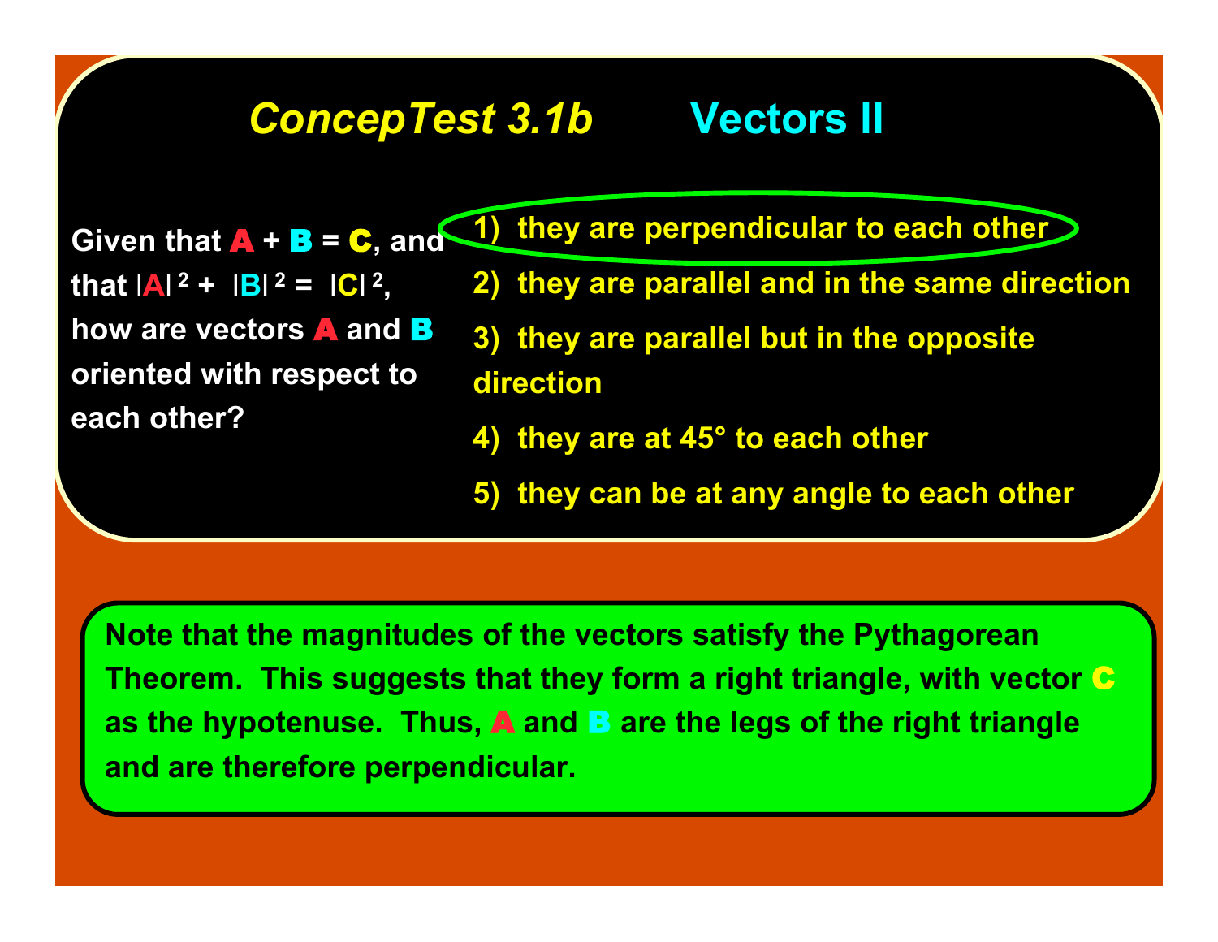## *ConcepTest 3.1b* Vectors II

Given that **A** + **B** = **C**, and that $|\mathbf{A}|^2 + |\mathbf{B}|^2 = |\mathbf{C}|^2$, how are vectors **A** and **B** oriented with respect to each other?

1) they are perpendicular to each other
2) they are parallel and in the same direction
3) they are parallel but in the opposite direction
4) they are at 45° to each other
5) they can be at any angle to each other

Note that the magnitudes of the vectors satisfy the Pythagorean Theorem. This suggests that they form a right triangle, with vector **C** as the hypotenuse. Thus, **A** and **B** are the legs of the right triangle and are therefore perpendicular.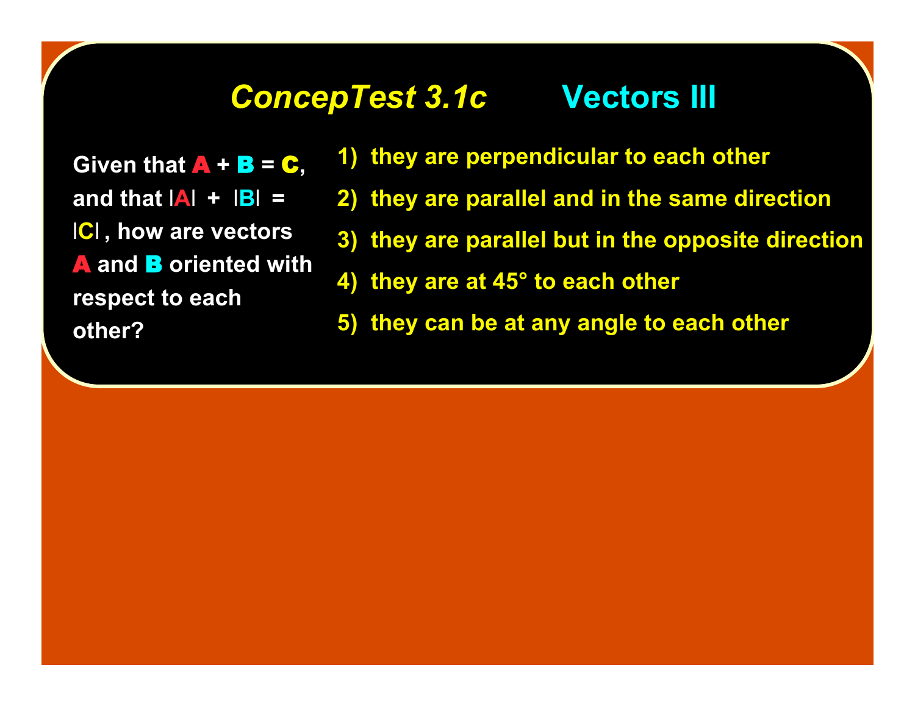# *ConcepTest 3.1c* Vectors III

Given that **A** + **B** = **C**, and that |**A**| + |**B**| = |**C**|, how are vectors **A** and **B** oriented with respect to each other?

1) they are perpendicular to each other
2) they are parallel and in the same direction
3) they are parallel but in the opposite direction
4) they are at 45° to each other
5) they can be at any angle to each other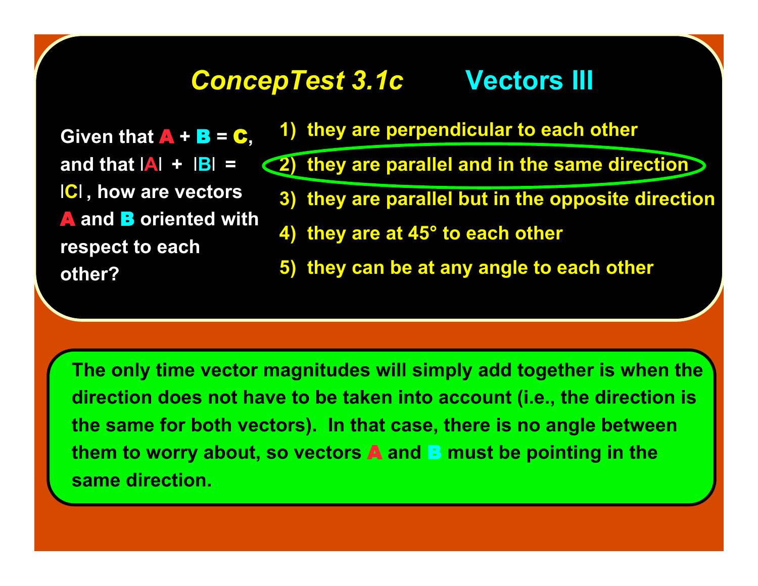# *ConcepTest 3.1c* Vectors III

Given that **A** + **B** = **C**, and that |**A**| + |**B**| = |**C**|, how are vectors **A** and **B** oriented with respect to each other?

1) they are perpendicular to each other
2) they are parallel and in the same direction
3) they are parallel but in the opposite direction
4) they are at 45° to each other
5) they can be at any angle to each other

The only time vector magnitudes will simply add together is when the direction does not have to be taken into account (i.e., the direction is the same for both vectors). In that case, there is no angle between them to worry about, so vectors **A** and **B** must be pointing in the same direction.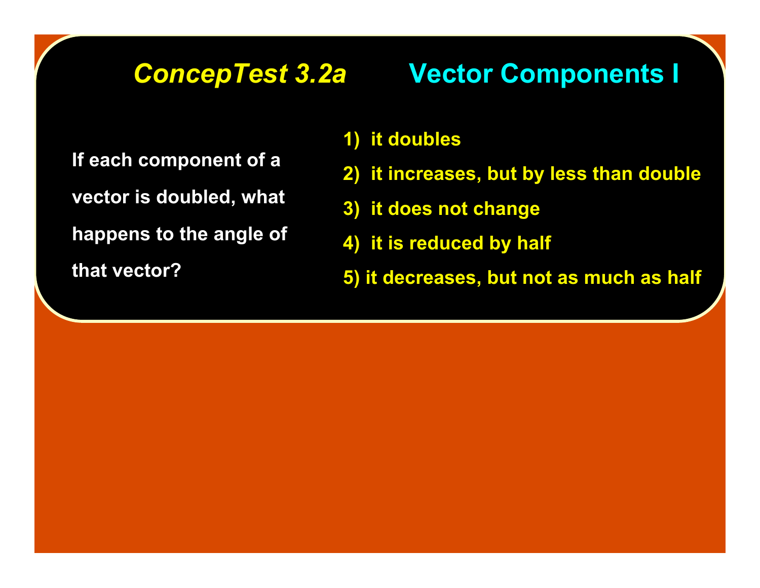## *ConcepTest 3.2a* Vector Components I

If each component of a vector is doubled, what happens to the angle of that vector?

1) it doubles
2) it increases, but by less than double
3) it does not change
4) it is reduced by half
5) it decreases, but not as much as half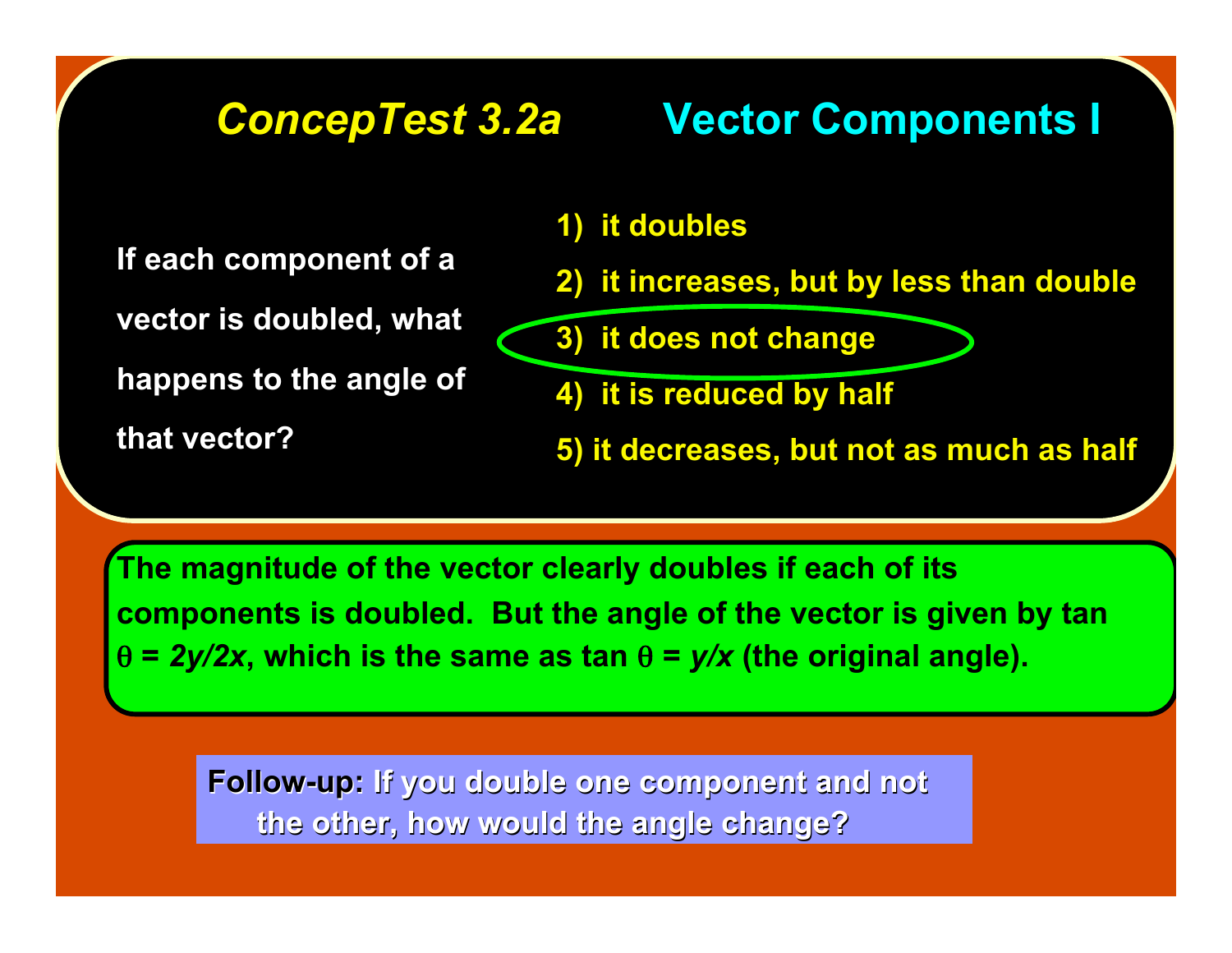# ConcepTest 3.2a Vector Components I

If each component of a vector is doubled, what happens to the angle of that vector?

1) it doubles
2) it increases, but by less than double
3) it does not change
4) it is reduced by half
5) it decreases, but not as much as half

The magnitude of the vector clearly doubles if each of its components is doubled. But the angle of the vector is given by $\tan\theta = 2y/2x$, which is the same as $\tan\theta = y/x$ (the original angle).

**Follow-up:** If you double one component and not the other, how would the angle change?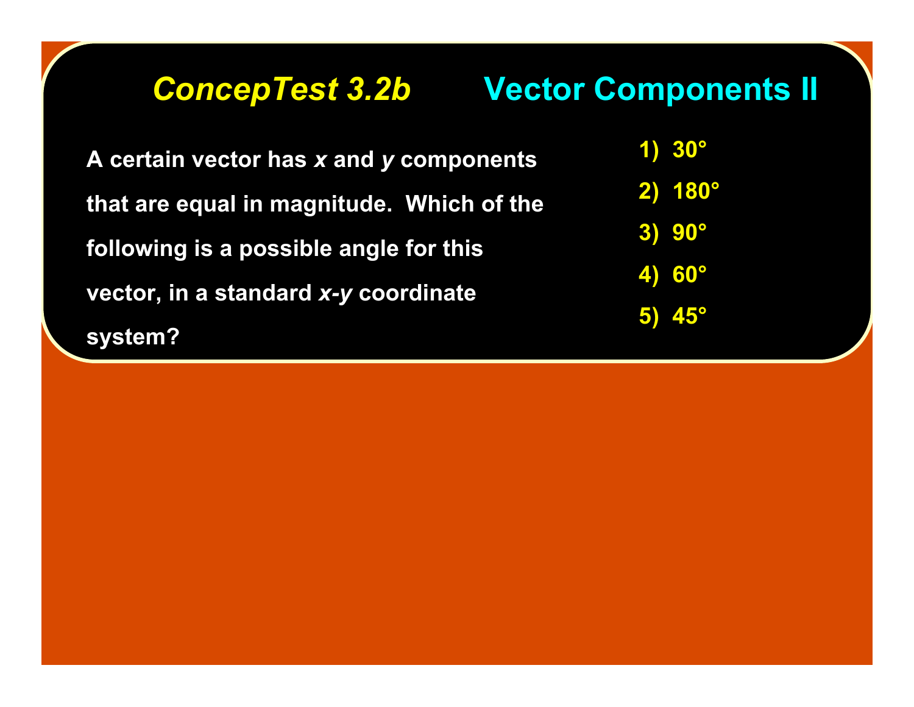## *ConcepTest 3.2b* Vector Components II

A certain vector has *x* and *y* components that are equal in magnitude. Which of the following is a possible angle for this vector, in a standard *x-y* coordinate system?

1) 30°
2) 180°
3) 90°
4) 60°
5) 45°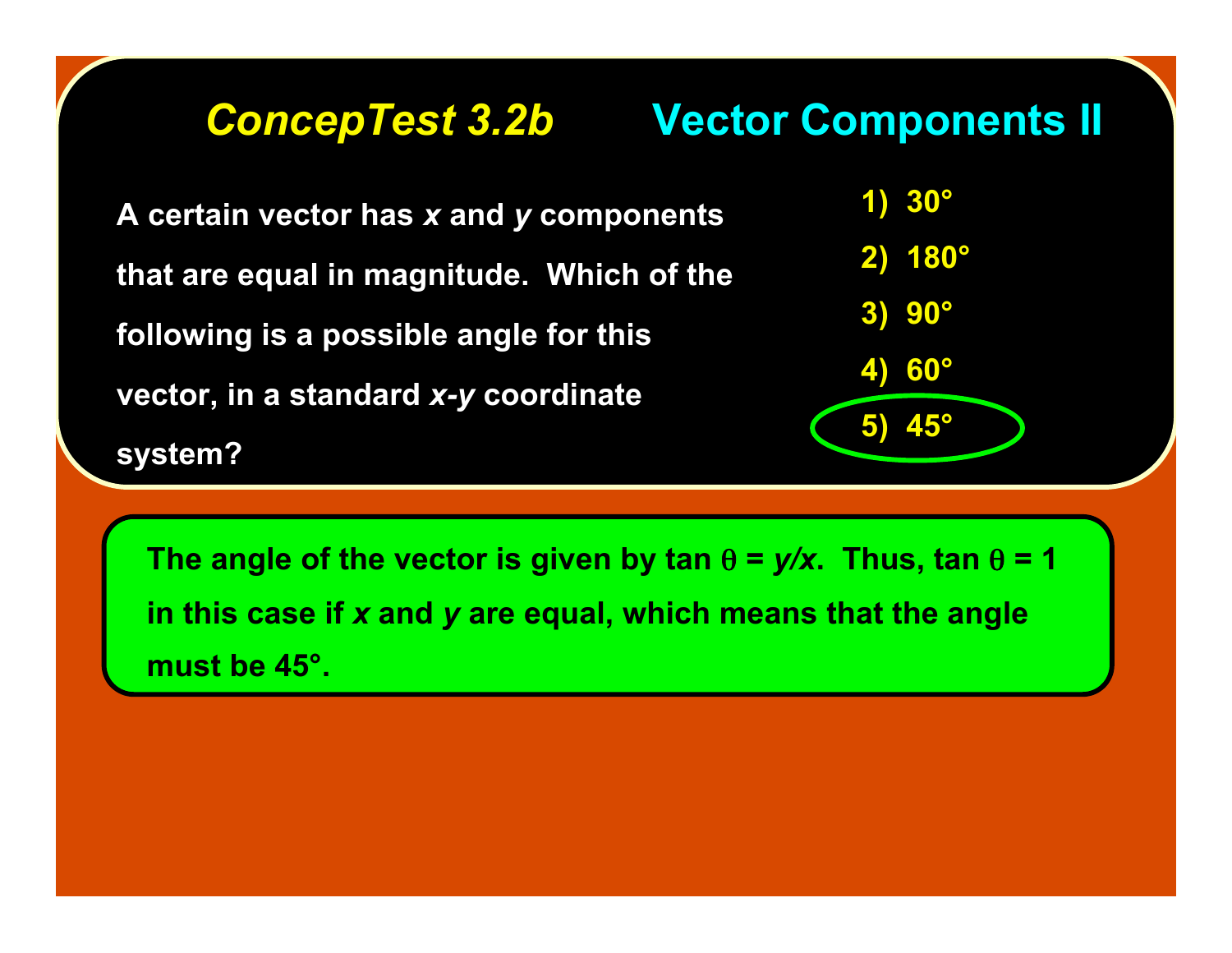# *ConcepTest 3.2b* Vector Components II

A certain vector has $x$ and $y$ components that are equal in magnitude. Which of the following is a possible angle for this vector, in a standard $x$-$y$ coordinate system?

1) 30°
2) 180°
3) 90°
4) 60°
5) 45°

The angle of the vector is given by $\tan \theta = y/x$. Thus, $\tan \theta = 1$ in this case if $x$ and $y$ are equal, which means that the angle must be 45°.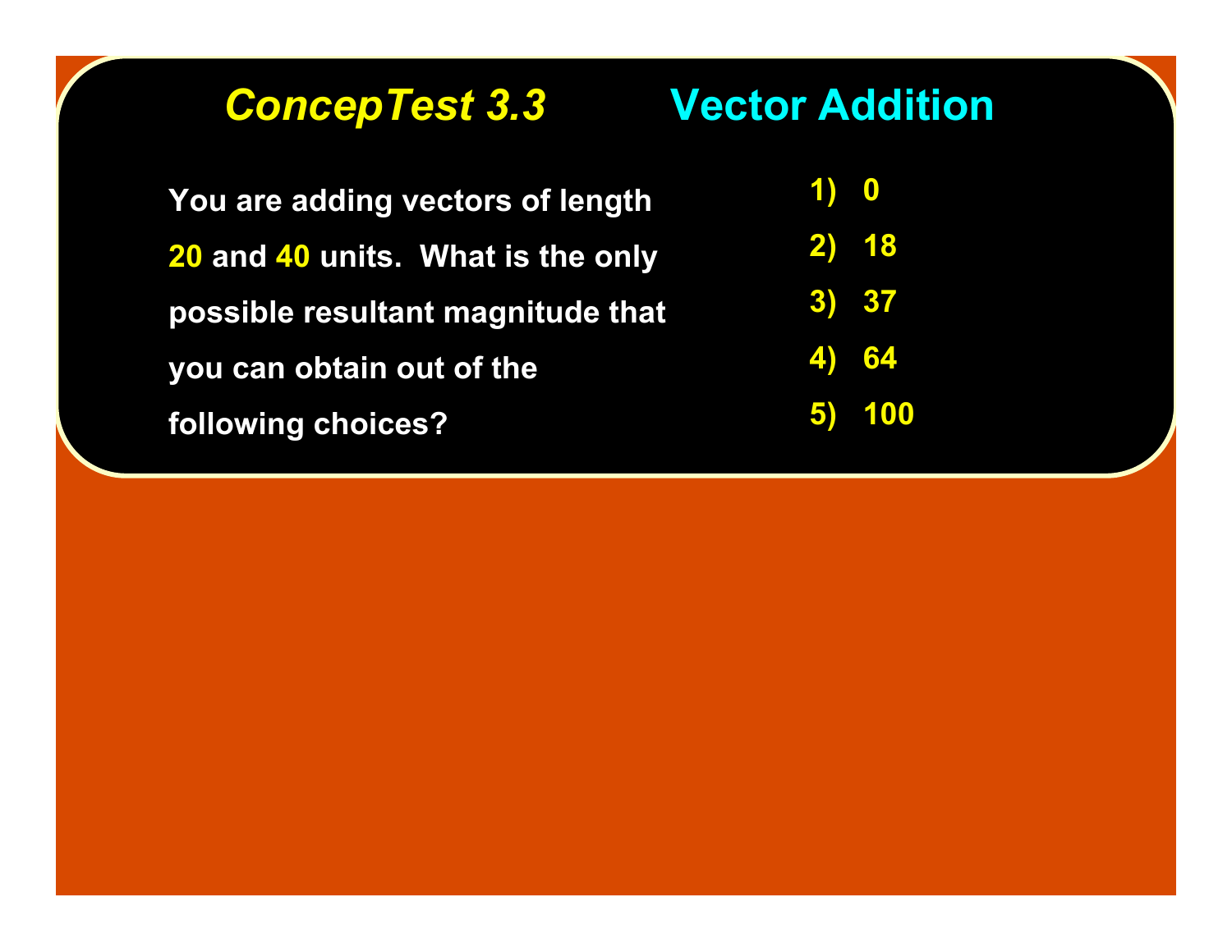## *ConcepTest 3.3* Vector Addition

You are adding vectors of length **20** and **40** units. What is the only possible resultant magnitude that you can obtain out of the following choices?

1) 0
2) 18
3) 37
4) 64
5) 100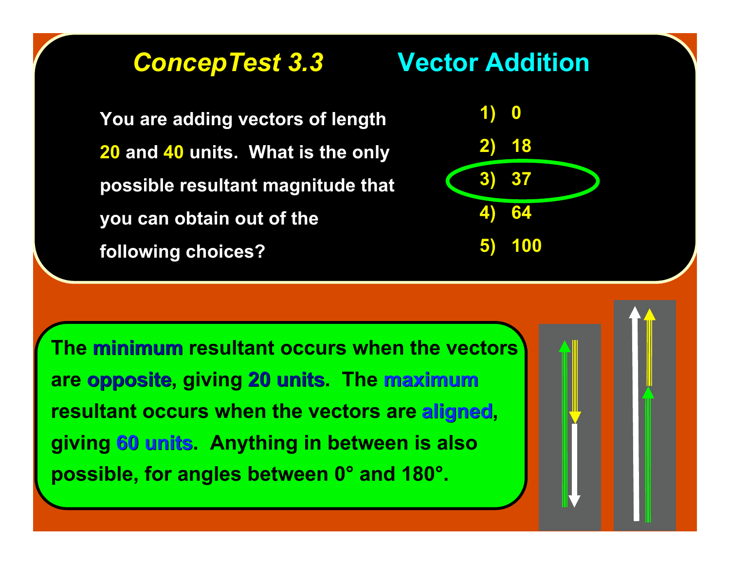## *ConcepTest 3.3* Vector Addition

You are adding vectors of length **20** and **40** units. What is the only possible resultant magnitude that you can obtain out of the following choices?

1) 0
2) 18
3) 37
4) 64
5) 100

The **minimum** resultant occurs when the vectors are **opposite**, giving **20 units**. The **maximum** resultant occurs when the vectors are **aligned**, giving **60 units**. Anything in between is also possible, for angles between 0° and 180°.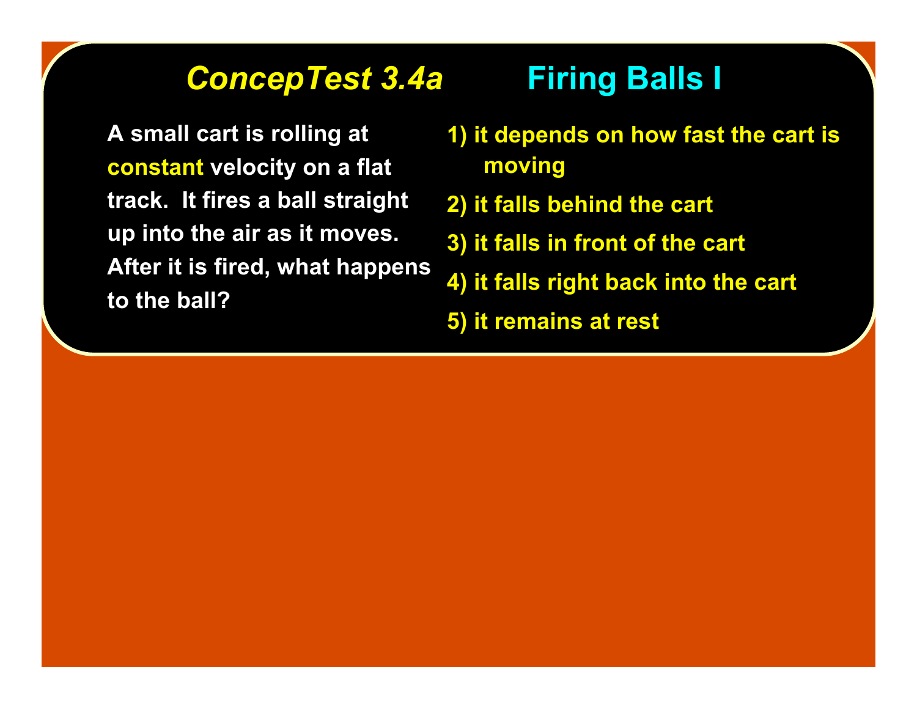## *ConcepTest 3.4a* Firing Balls I

A small cart is rolling at constant velocity on a flat track. It fires a ball straight up into the air as it moves. After it is fired, what happens to the ball?

1) it depends on how fast the cart is moving
2) it falls behind the cart
3) it falls in front of the cart
4) it falls right back into the cart
5) it remains at rest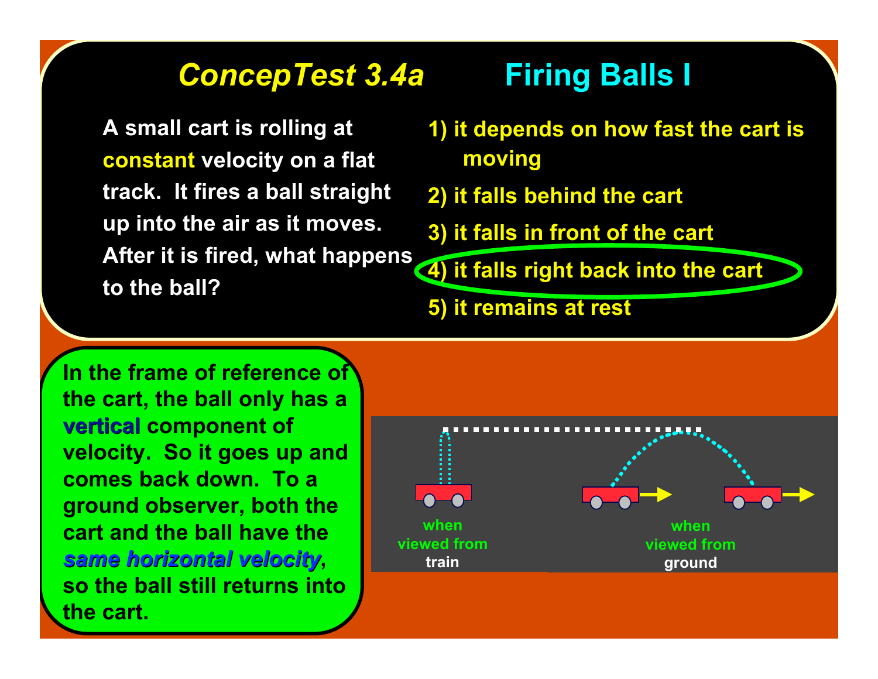# *ConcepTest 3.4a* Firing Balls I

A small cart is rolling at constant velocity on a flat track. It fires a ball straight up into the air as it moves. After it is fired, what happens to the ball?

1) it depends on how fast the cart is moving
2) it falls behind the cart
3) it falls in front of the cart
4) it falls right back into the cart
5) it remains at rest

In the frame of reference of the cart, the ball only has a **vertical** component of velocity. So it goes up and comes back down. To a ground observer, both the cart and the ball have the ***same horizontal velocity***, so the ball still returns into the cart.

when viewed from train

when viewed from ground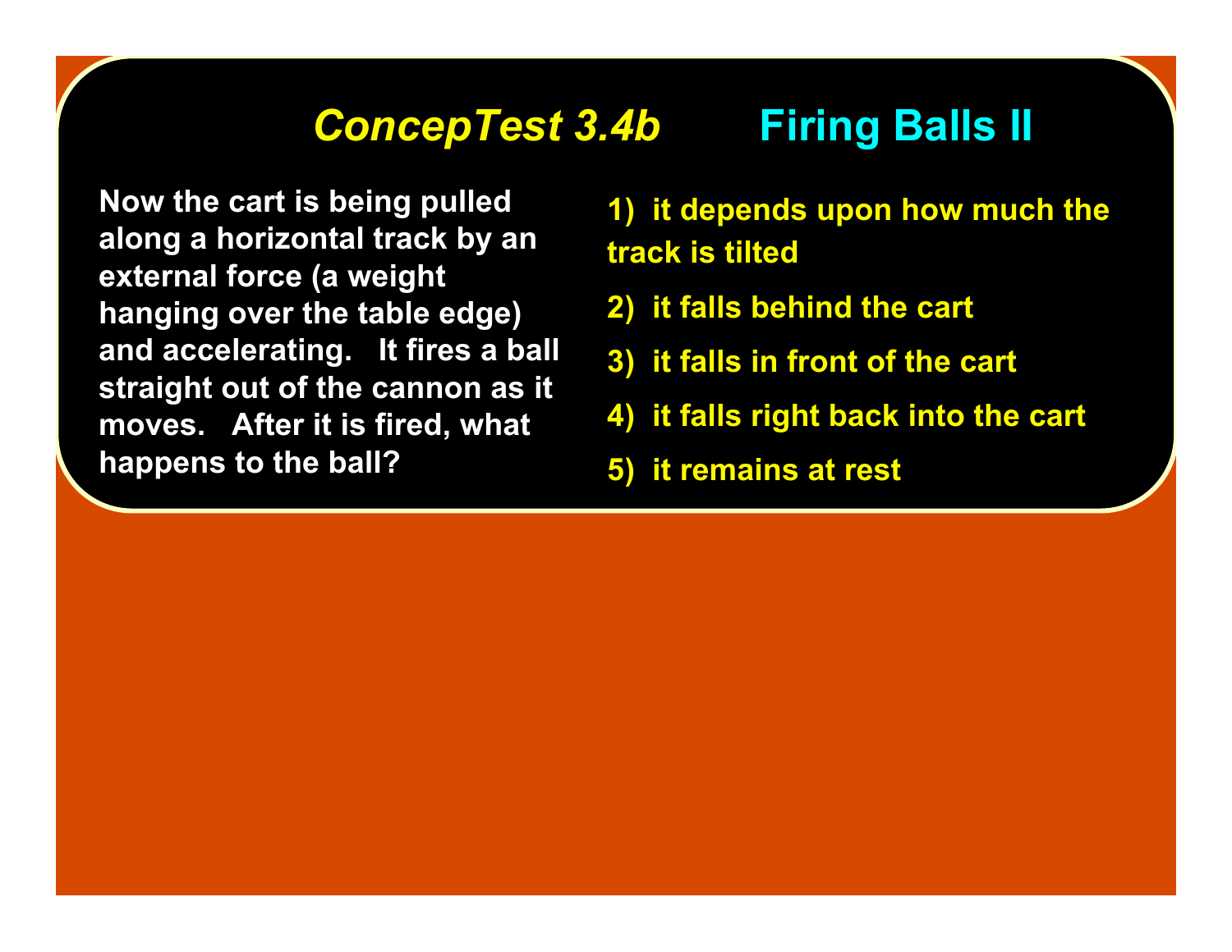# *ConcepTest 3.4b* Firing Balls II

Now the cart is being pulled along a horizontal track by an external force (a weight hanging over the table edge) and accelerating. It fires a ball straight out of the cannon as it moves. After it is fired, what happens to the ball?

1) it depends upon how much the track is tilted

2) it falls behind the cart

3) it falls in front of the cart

4) it falls right back into the cart

5) it remains at rest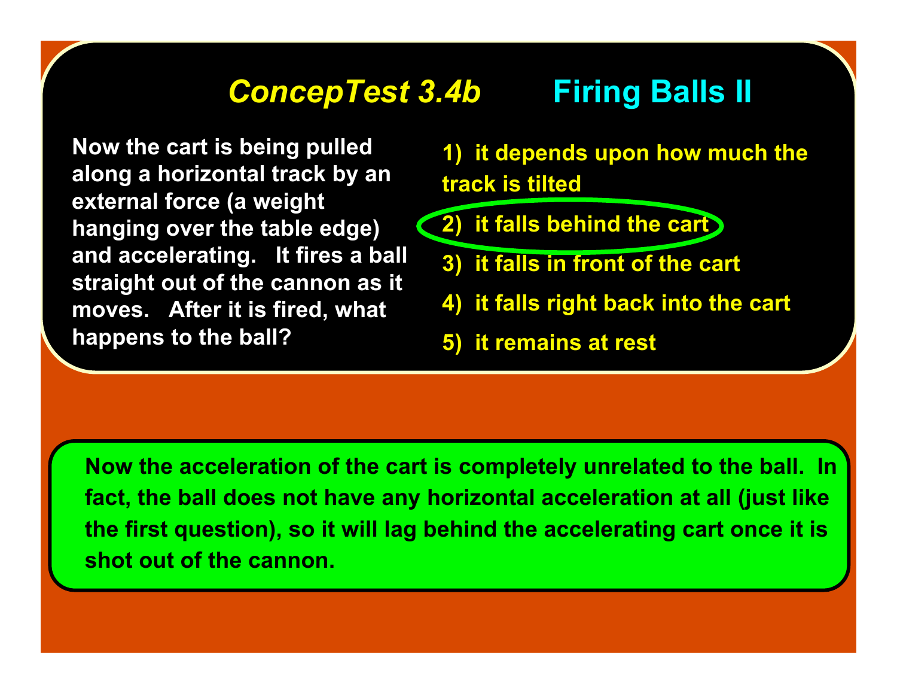# *ConcepTest 3.4b* Firing Balls II

Now the cart is being pulled along a horizontal track by an external force (a weight hanging over the table edge) and accelerating. It fires a ball straight out of the cannon as it moves. After it is fired, what happens to the ball?

1) it depends upon how much the track is tilted

2) it falls behind the cart

3) it falls in front of the cart

4) it falls right back into the cart

5) it remains at rest

Now the acceleration of the cart is completely unrelated to the ball. In fact, the ball does not have any horizontal acceleration at all (just like the first question), so it will lag behind the accelerating cart once it is shot out of the cannon.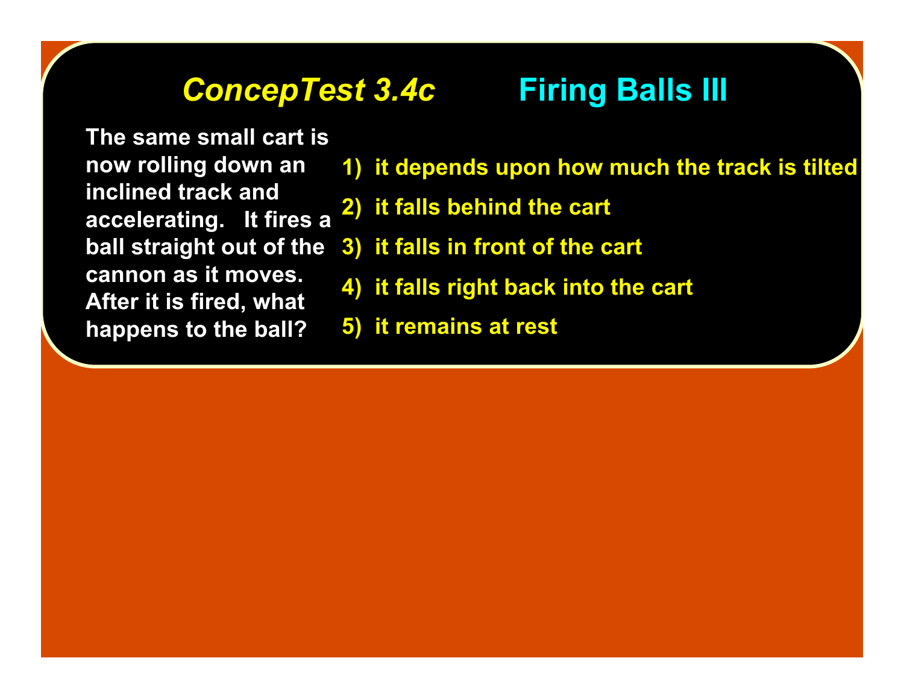## *ConcepTest 3.4c* Firing Balls III

The same small cart is now rolling down an inclined track and accelerating. It fires a ball straight out of the cannon as it moves. After it is fired, what happens to the ball?

1) it depends upon how much the track is tilted
2) it falls behind the cart
3) it falls in front of the cart
4) it falls right back into the cart
5) it remains at rest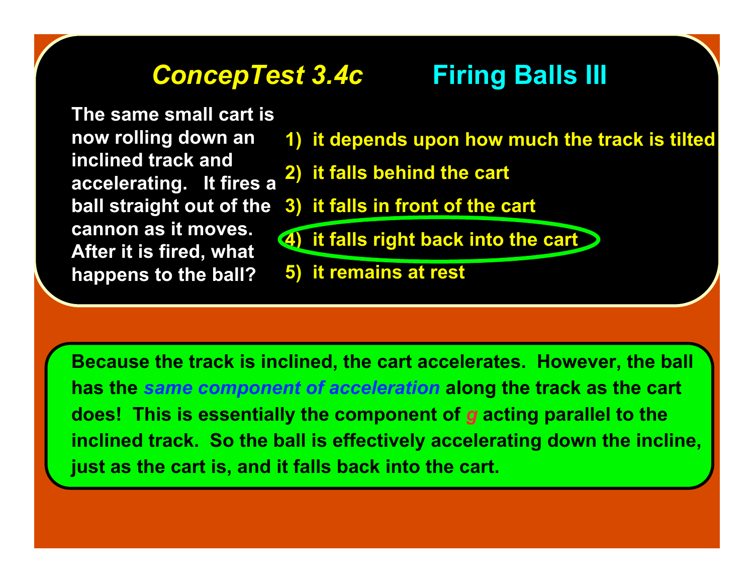# *ConcepTest 3.4c* Firing Balls III

The same small cart is now rolling down an inclined track and accelerating. It fires a ball straight out of the cannon as it moves. After it is fired, what happens to the ball?

1) it depends upon how much the track is tilted
2) it falls behind the cart
3) it falls in front of the cart
4) it falls right back into the cart
5) it remains at rest

Because the track is inclined, the cart accelerates. However, the ball has the *same component of acceleration* along the track as the cart does! This is essentially the component of $g$ acting parallel to the inclined track. So the ball is effectively accelerating down the incline, just as the cart is, and it falls back into the cart.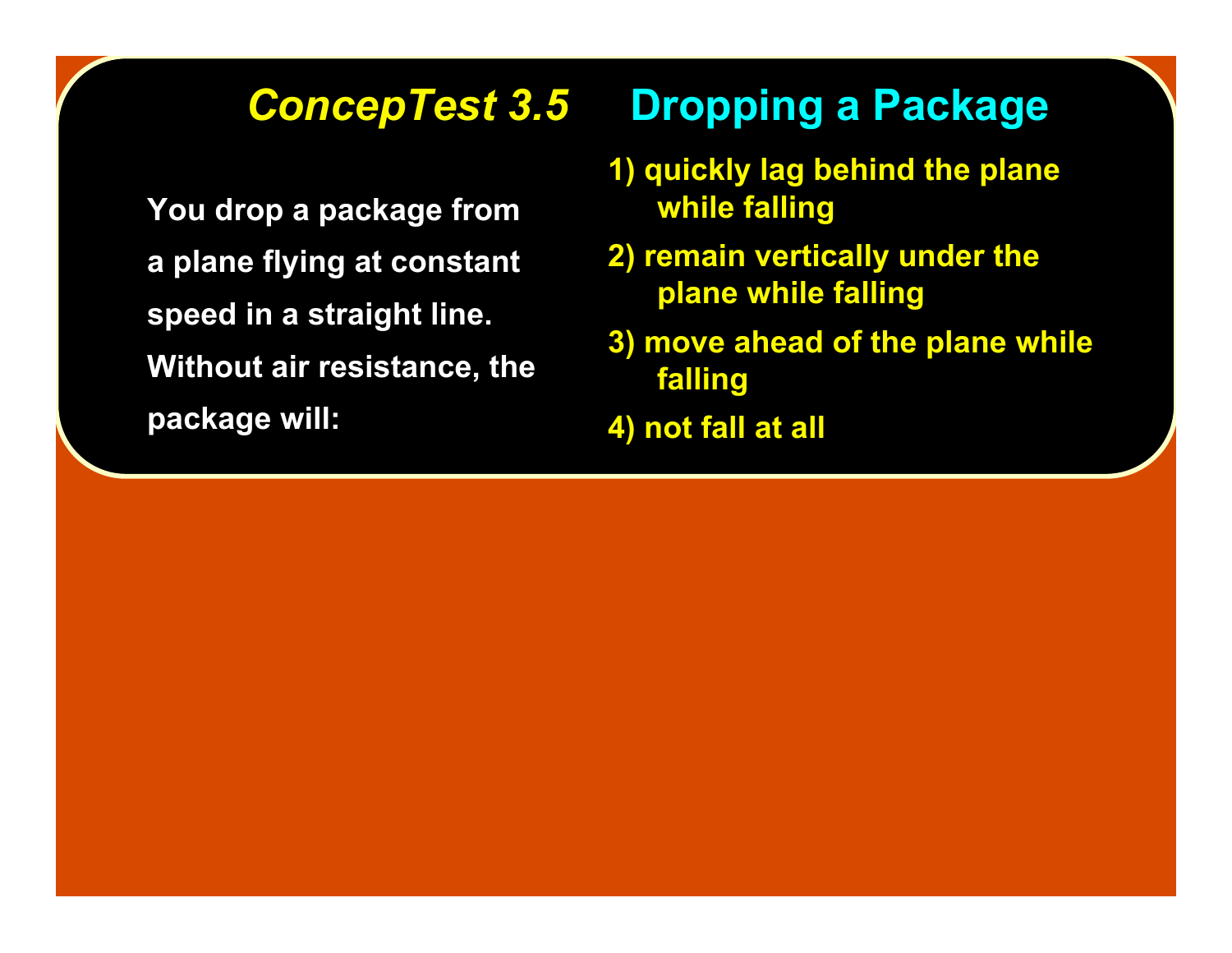## *ConcepTest 3.5* Dropping a Package

You drop a package from a plane flying at constant speed in a straight line. Without air resistance, the package will:

1) quickly lag behind the plane while falling
2) remain vertically under the plane while falling
3) move ahead of the plane while falling
4) not fall at all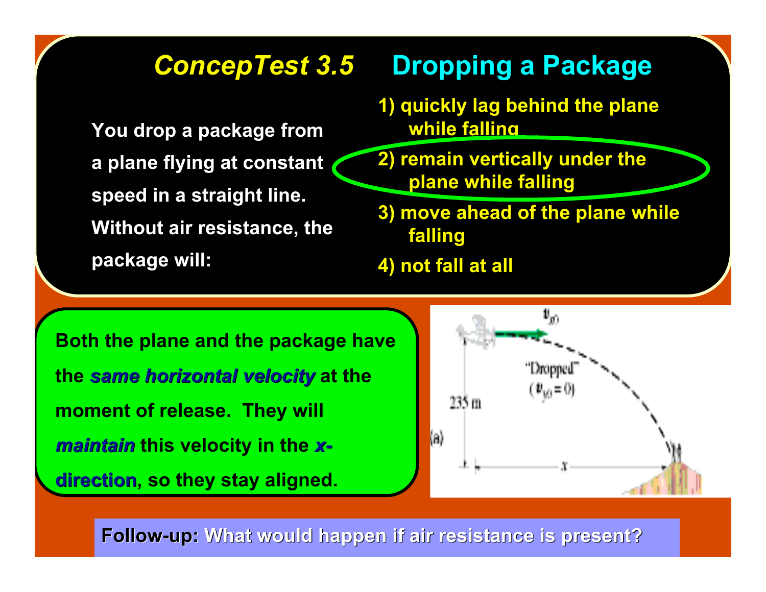# *ConcepTest 3.5* Dropping a Package

You drop a package from a plane flying at constant speed in a straight line. Without air resistance, the package will:

1) quickly lag behind the plane while falling
2) remain vertically under the plane while falling
3) move ahead of the plane while falling
4) not fall at all

Both the plane and the package have the ***same horizontal velocity*** at the moment of release. They will ***maintain*** this velocity in the ***x-direction***, so they stay aligned.

**Follow-up:** What would happen if air resistance is present?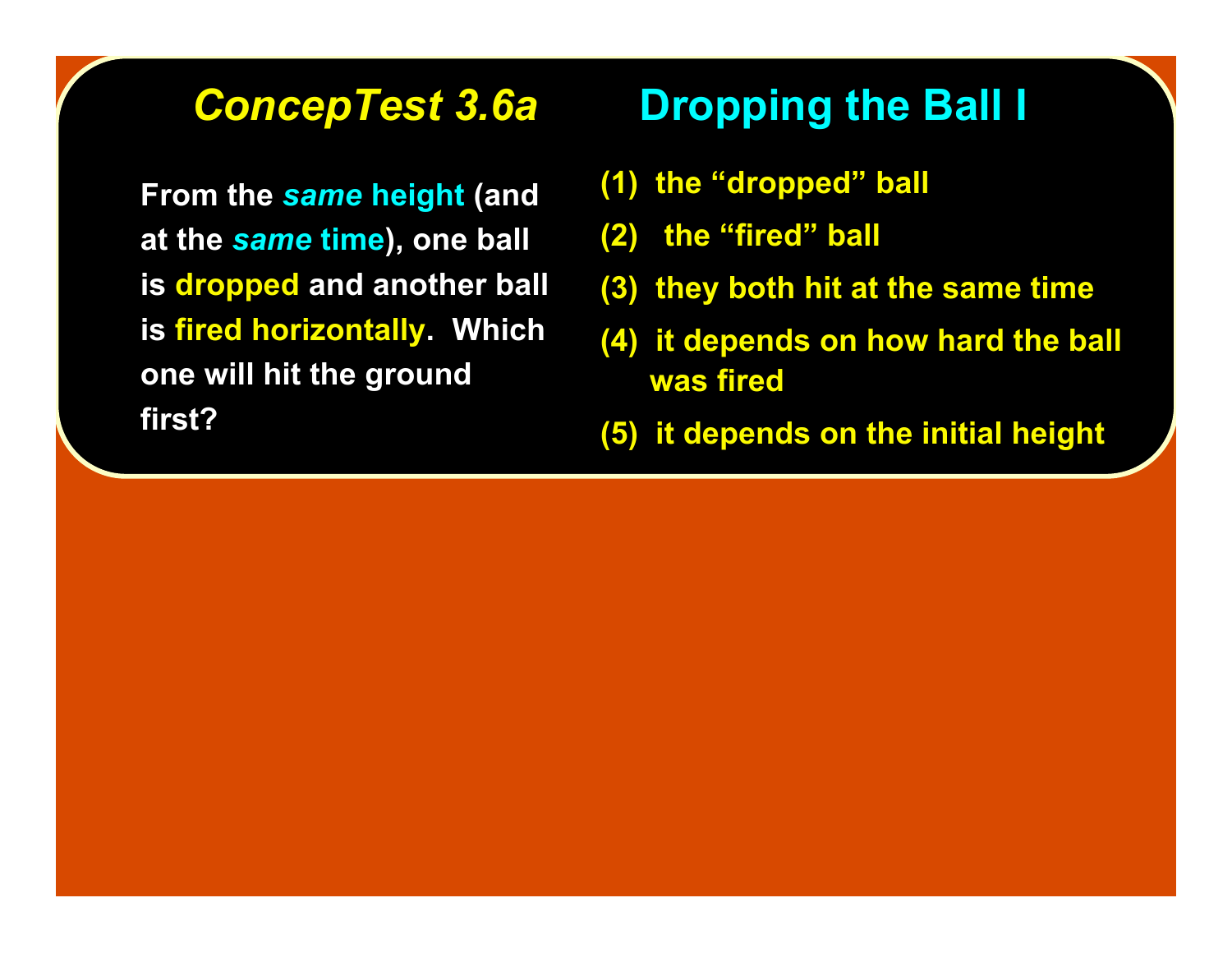# *ConcepTest 3.6a* Dropping the Ball I

From the ***same* height** (and at the ***same* time**), one ball is **dropped** and another ball is **fired horizontally**. Which one will hit the ground first?

(1) the "dropped" ball

(2) the "fired" ball

(3) they both hit at the same time

(4) it depends on how hard the ball was fired

(5) it depends on the initial height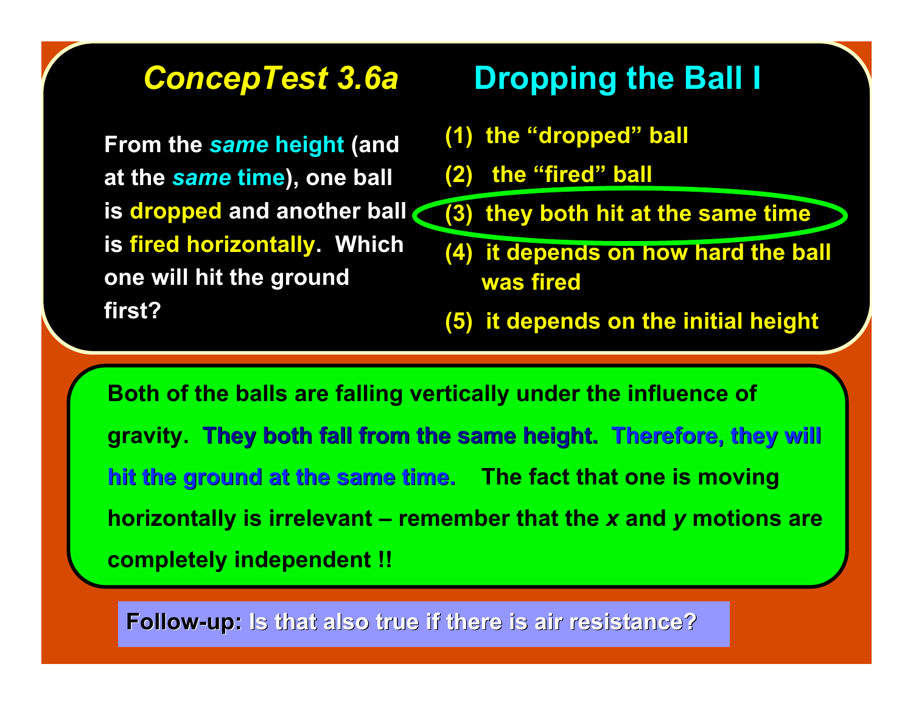# *ConcepTest 3.6a* Dropping the Ball I

From the *same* height (and at the *same* time), one ball is dropped and another ball is fired horizontally. Which one will hit the ground first?

(1) the "dropped" ball

(2) the "fired" ball

(3) they both hit at the same time

(4) it depends on how hard the ball was fired

(5) it depends on the initial height

Both of the balls are falling vertically under the influence of gravity. **They both fall from the same height. Therefore, they will hit the ground at the same time.** The fact that one is moving horizontally is irrelevant – remember that the *x* and *y* motions are completely independent !!

**Follow-up:** Is that also true if there is air resistance?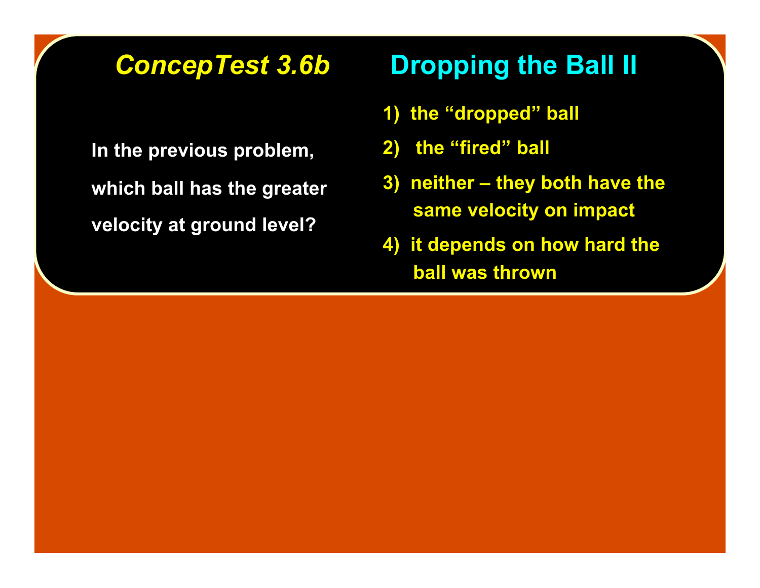## *ConcepTest 3.6b* Dropping the Ball II

In the previous problem, which ball has the greater velocity at ground level?

1) the “dropped” ball
2) the “fired” ball
3) neither – they both have the same velocity on impact
4) it depends on how hard the ball was thrown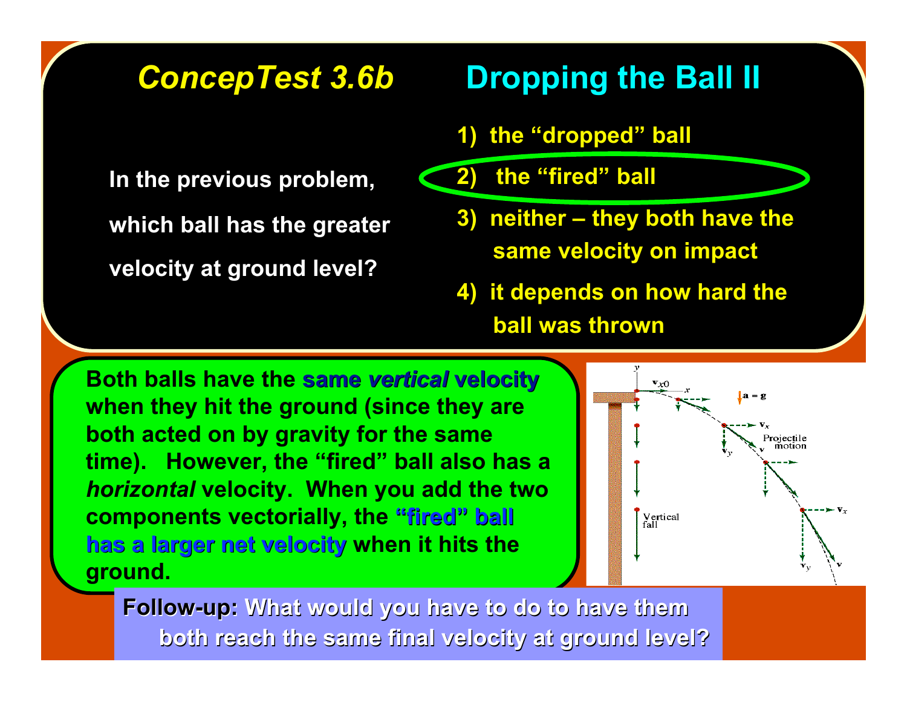# *ConcepTest 3.6b* Dropping the Ball II

In the previous problem, which ball has the greater velocity at ground level?

1) the "dropped" ball
2) the "fired" ball
3) neither – they both have the same velocity on impact
4) it depends on how hard the ball was thrown

Both balls have the **same *vertical* velocity** when they hit the ground (since they are both acted on by gravity for the same time). However, the "fired" ball also has a *horizontal* velocity. When you add the two components vectorially, the **"fired" ball has a larger net velocity** when it hits the ground.

**Follow-up:** What would you have to do to have them both reach the same final velocity at ground level?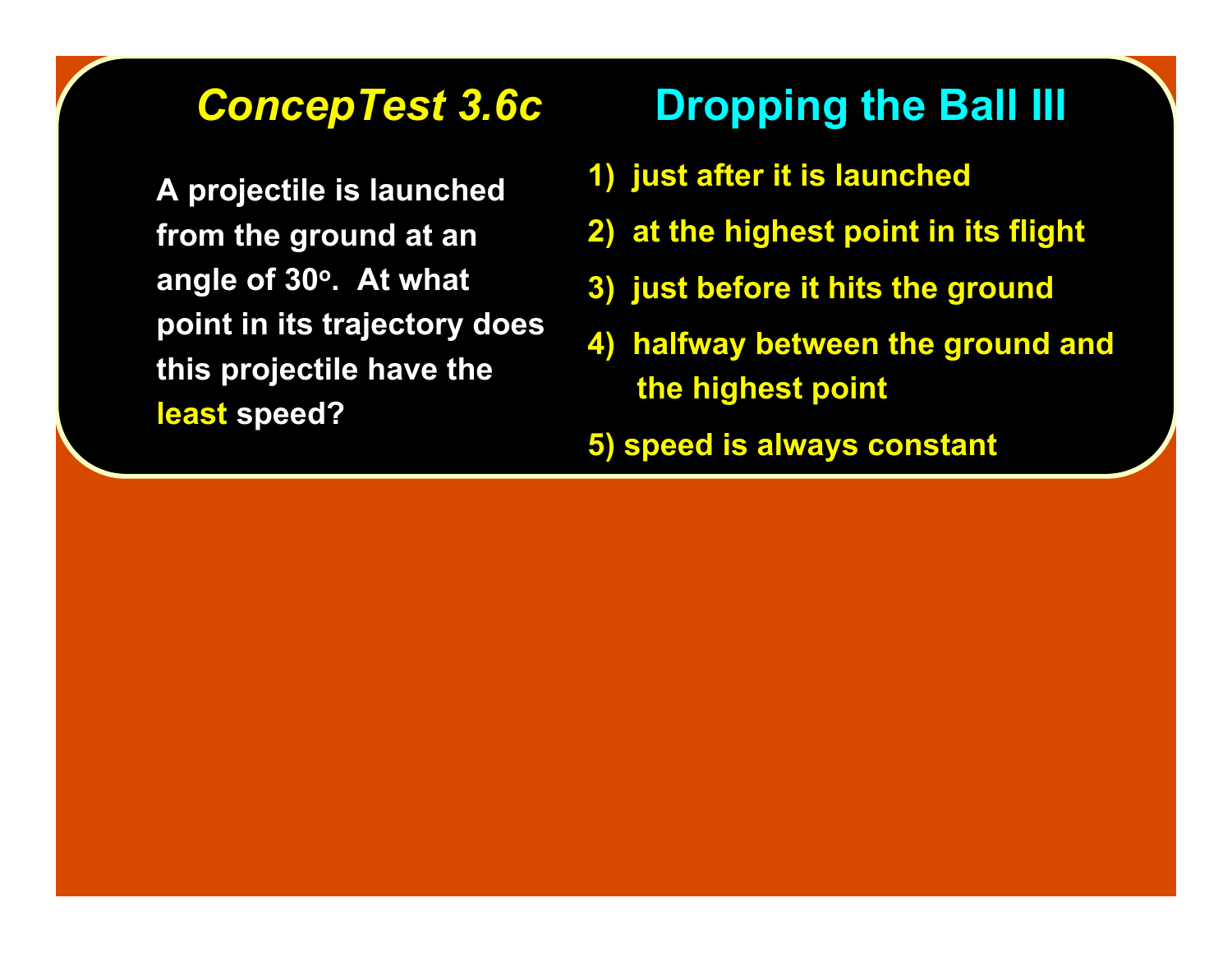## *ConcepTest 3.6c* Dropping the Ball III

A projectile is launched from the ground at an angle of 30°. At what point in its trajectory does this projectile have the **least** speed?

1) just after it is launched
2) at the highest point in its flight
3) just before it hits the ground
4) halfway between the ground and the highest point
5) speed is always constant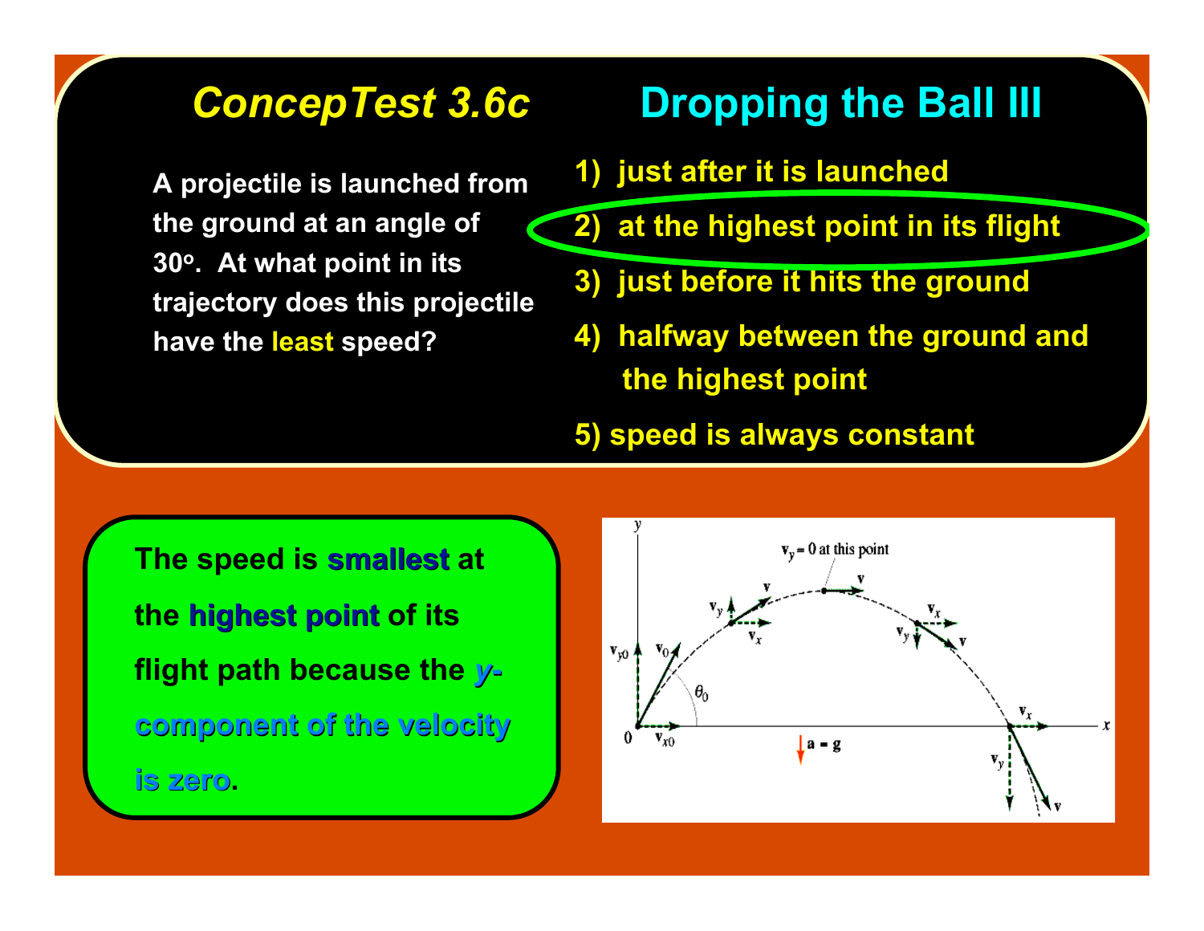# *ConcepTest 3.6c* Dropping the Ball III

A projectile is launched from the ground at an angle of 30°. At what point in its trajectory does this projectile have the least speed?

1) just after it is launched

2) at the highest point in its flight

3) just before it hits the ground

4) halfway between the ground and the highest point

5) speed is always constant

The speed is **smallest** at the **highest point** of its flight path because the ***y*-component of the velocity is zero**.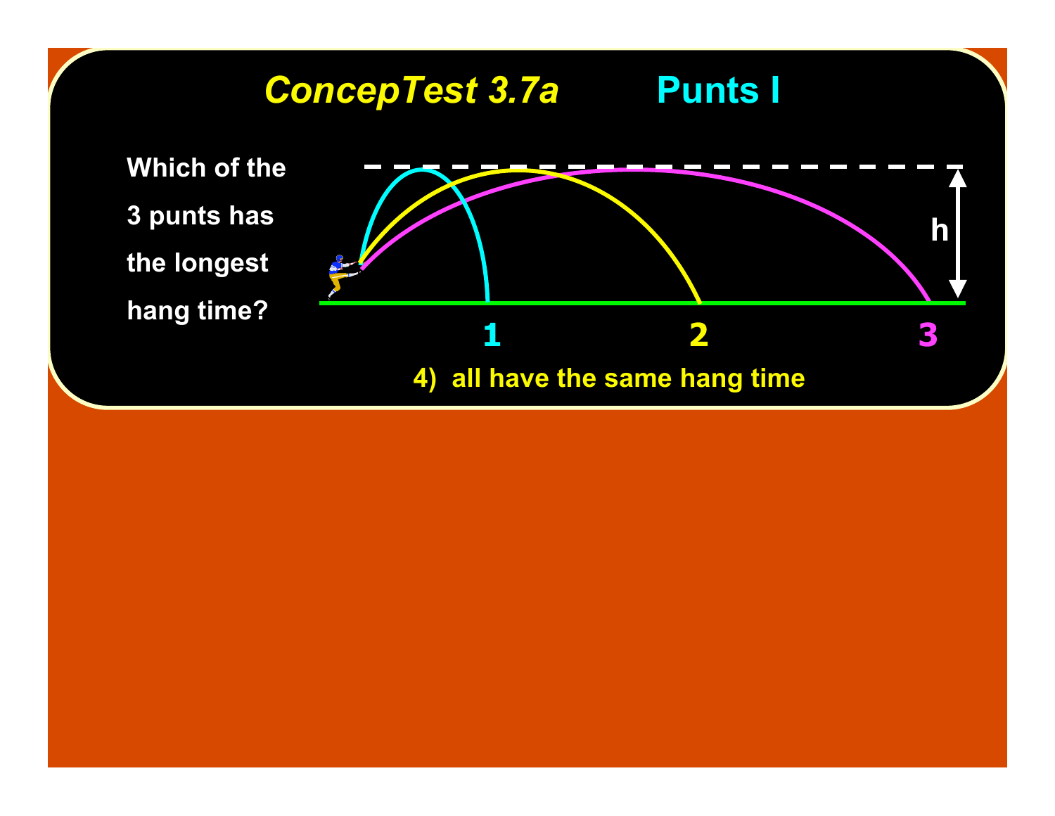## *ConcepTest 3.7a* Punts I

Which of the 3 punts has the longest hang time?

h

1 2 3

4) all have the same hang time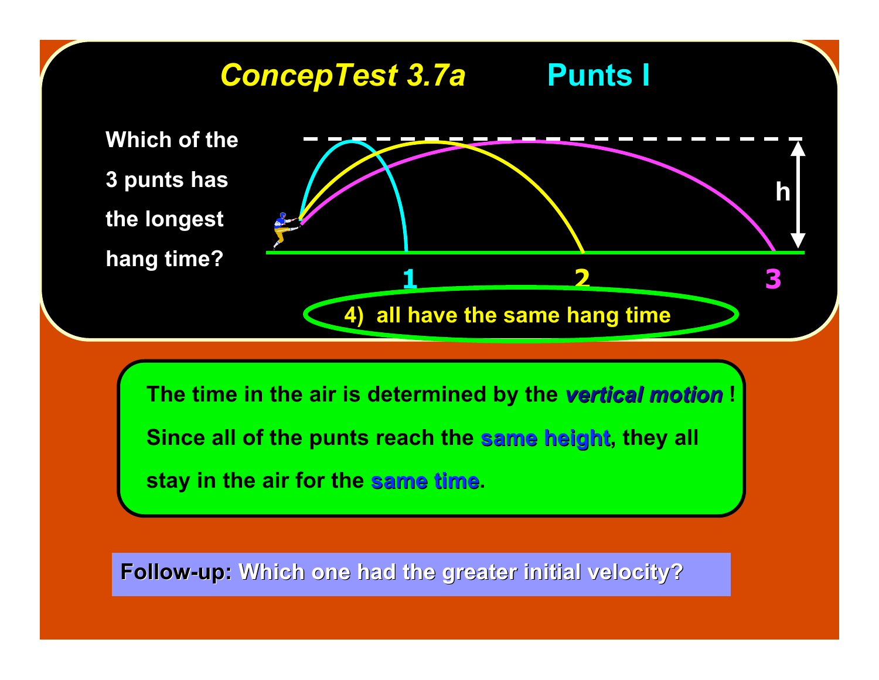# *ConcepTest 3.7a* Punts I

Which of the 3 punts has the longest hang time?

1

2

3

4) all have the same hang time

h

The time in the air is determined by the ***vertical motion*** ! Since all of the punts reach the **same height**, they all stay in the air for the **same time**.

**Follow-up:** Which one had the greater initial velocity?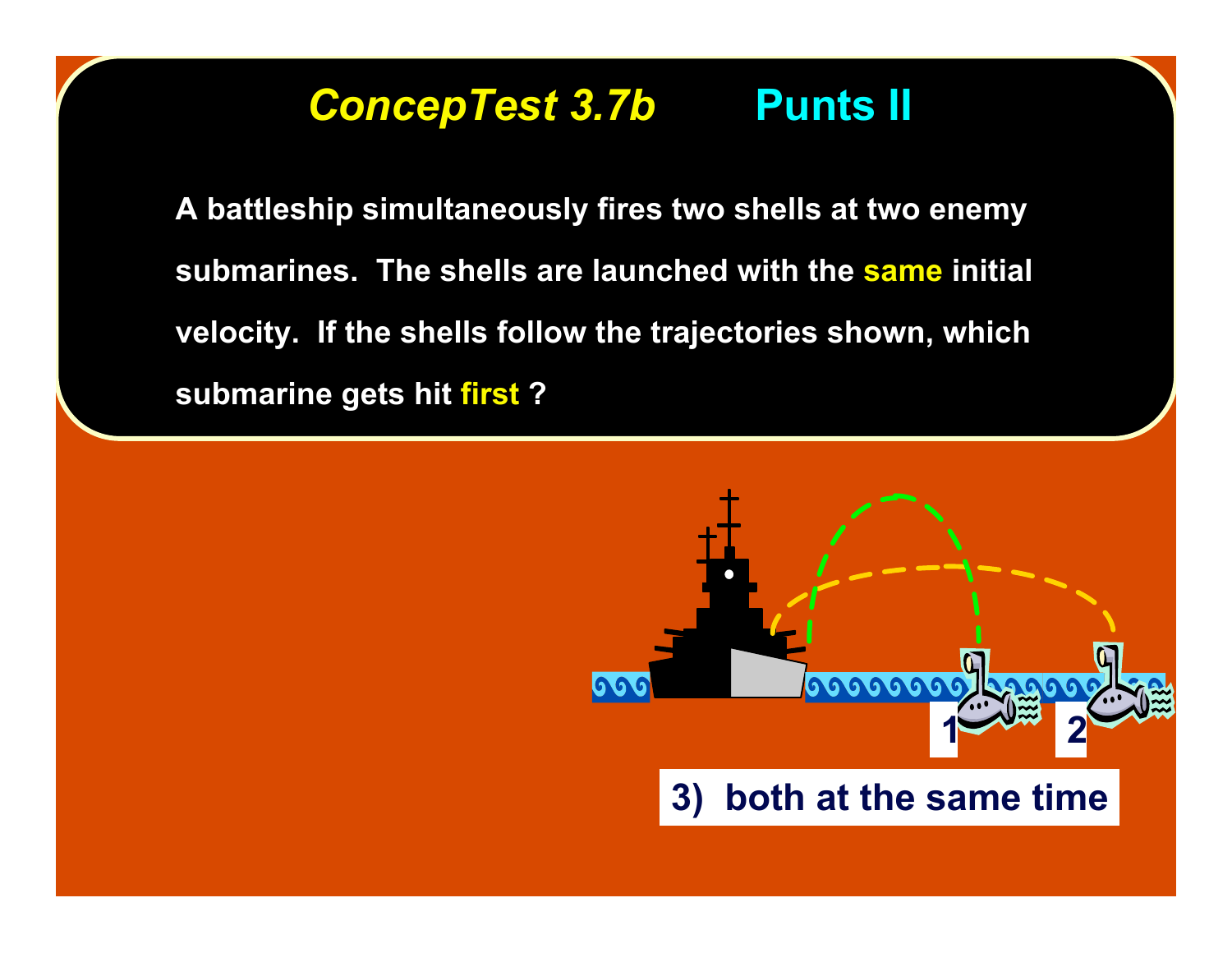# *ConcepTest 3.7b* Punts II

A battleship simultaneously fires two shells at two enemy submarines. The shells are launched with the **same** initial velocity. If the shells follow the trajectories shown, which submarine gets hit **first** ?

1

2

3) both at the same time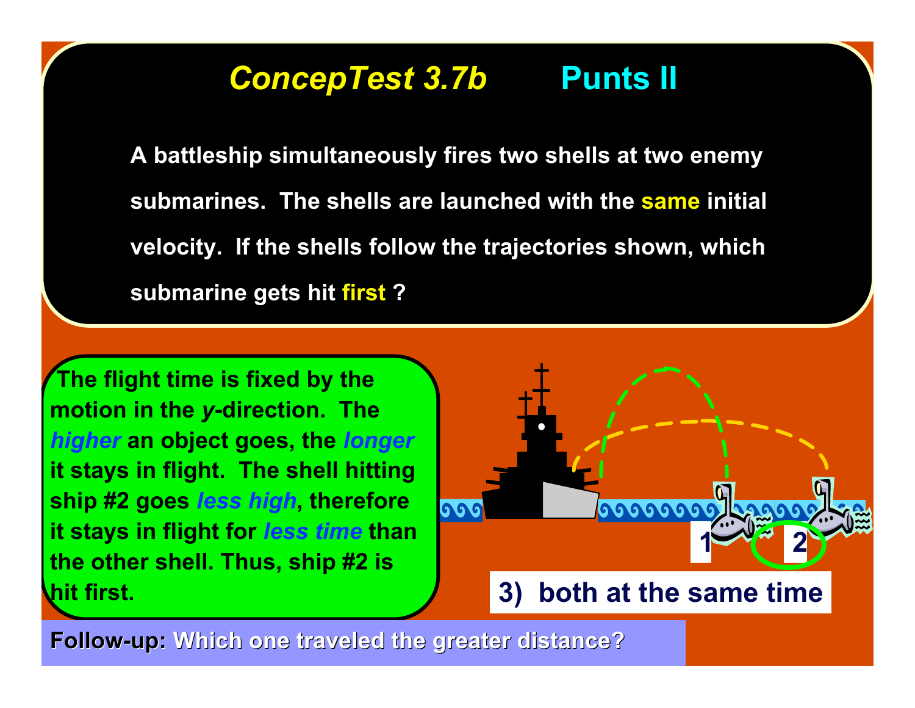# *ConcepTest 3.7b* Punts II

A battleship simultaneously fires two shells at two enemy submarines. The shells are launched with the **same** initial velocity. If the shells follow the trajectories shown, which submarine gets hit **first** ?

The flight time is fixed by the motion in the *y*-direction. The *higher* an object goes, the *longer* it stays in flight. The shell hitting ship #2 goes *less high*, therefore it stays in flight for *less time* than the other shell. Thus, ship #2 is hit first.

1

2

3) both at the same time

**Follow-up:** Which one traveled the greater distance?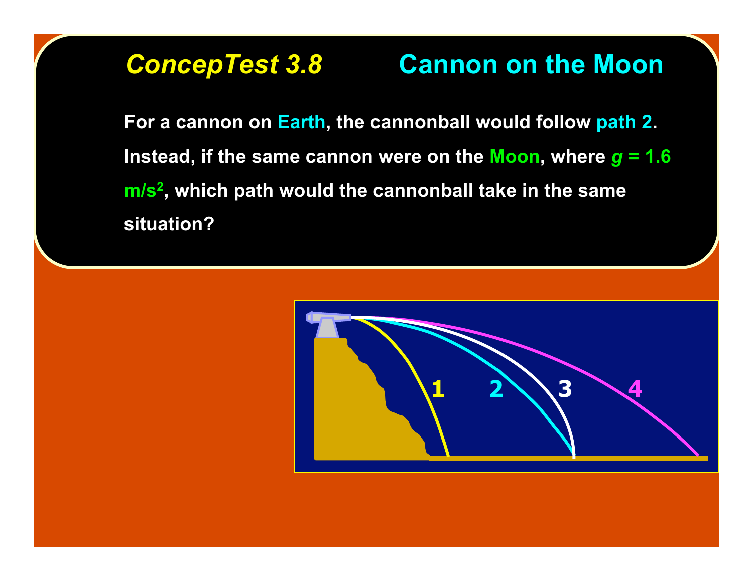## *ConcepTest 3.8* Cannon on the Moon

**For a cannon on Earth, the cannonball would follow path 2. Instead, if the same cannon were on the Moon, where $g = 1.6\ m/s^2$, which path would the cannonball take in the same situation?**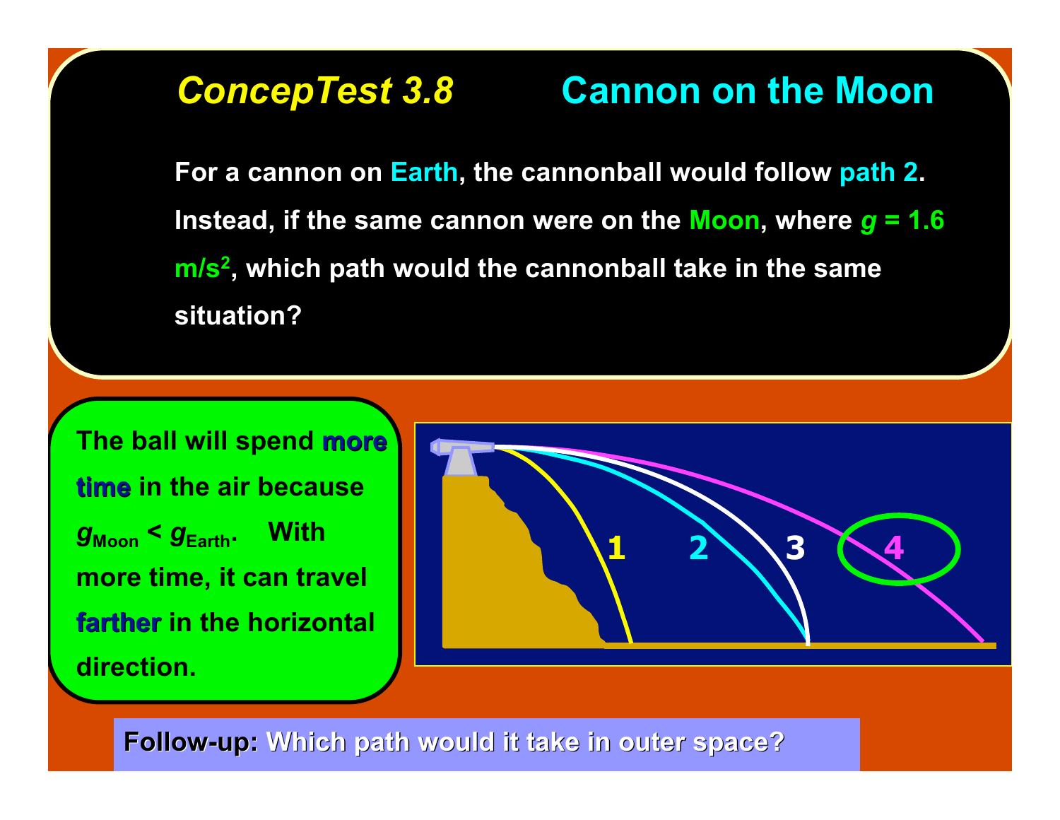# *ConcepTest 3.8* Cannon on the Moon

For a cannon on Earth, the cannonball would follow path 2. Instead, if the same cannon were on the Moon, where $g = 1.6$ m/s$^2$, which path would the cannonball take in the same situation?

The ball will spend **more time** in the air because $g_{Moon} < g_{Earth}$. With more time, it can travel **farther** in the horizontal direction.

1 2 3 4

**Follow-up:** Which path would it take in outer space?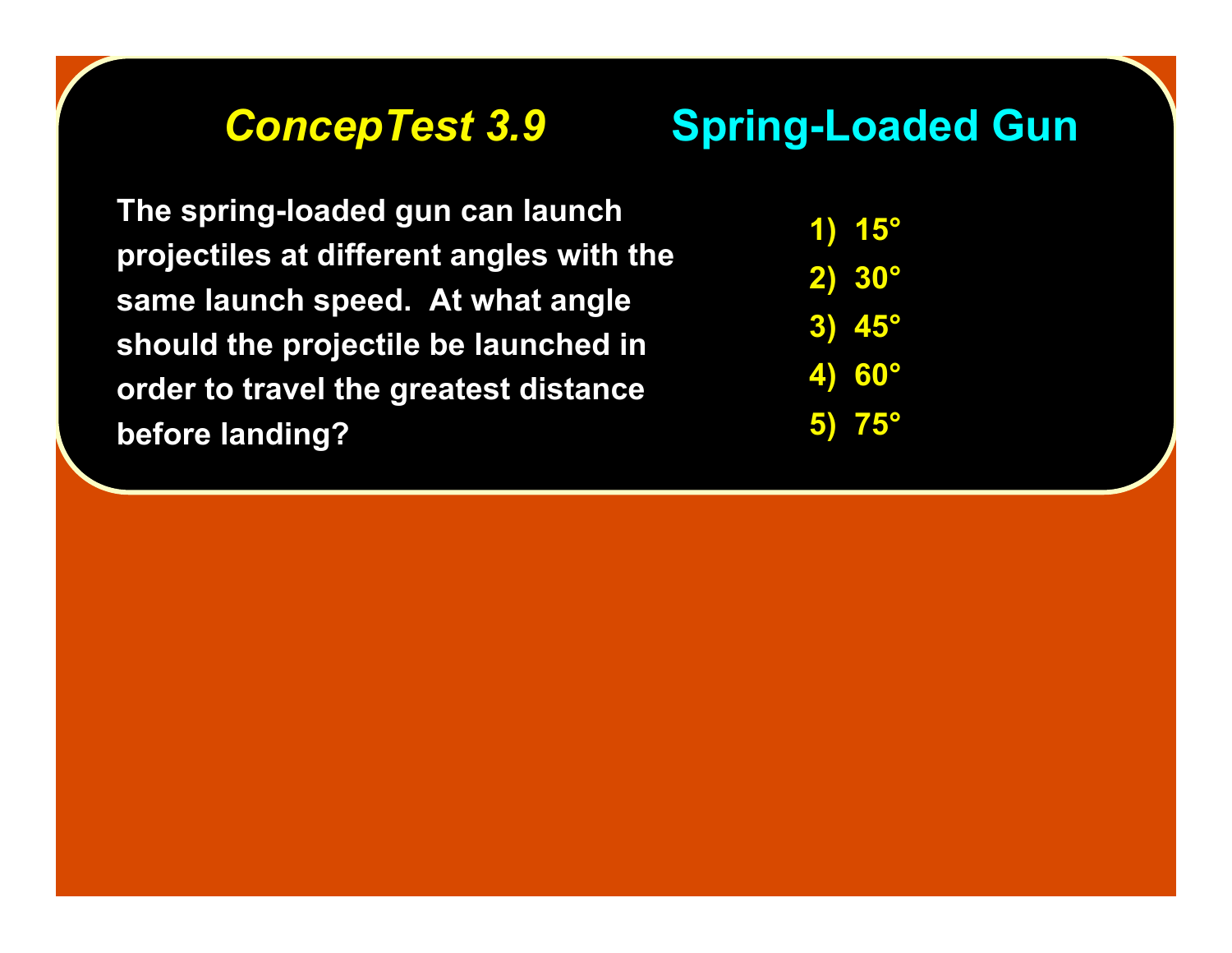# *ConcepTest 3.9* Spring-Loaded Gun

**The spring-loaded gun can launch projectiles at different angles with the same launch speed. At what angle should the projectile be launched in order to travel the greatest distance before landing?**

1) 15°
2) 30°
3) 45°
4) 60°
5) 75°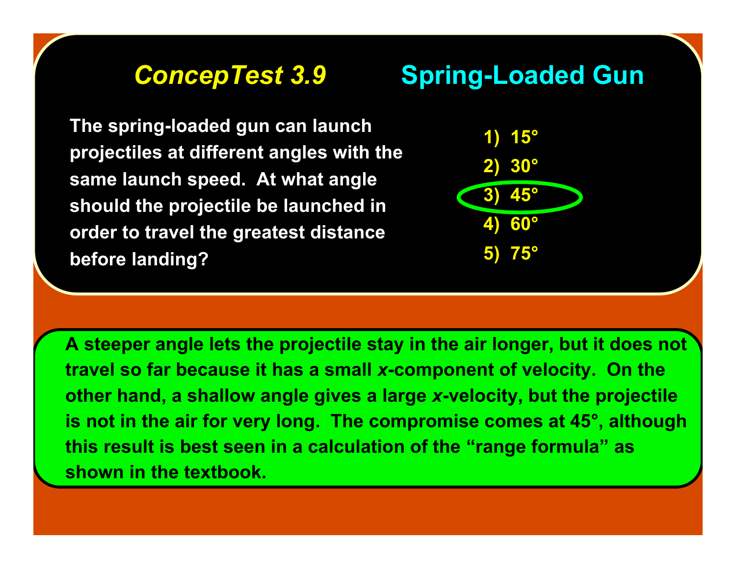# *ConcepTest 3.9* Spring-Loaded Gun

The spring-loaded gun can launch projectiles at different angles with the same launch speed. At what angle should the projectile be launched in order to travel the greatest distance before landing?

1) 15°
2) 30°
3) **45°**
4) 60°
5) 75°

A steeper angle lets the projectile stay in the air longer, but it does not travel so far because it has a small *x*-component of velocity. On the other hand, a shallow angle gives a large *x*-velocity, but the projectile is not in the air for very long. The compromise comes at 45°, although this result is best seen in a calculation of the "range formula" as shown in the textbook.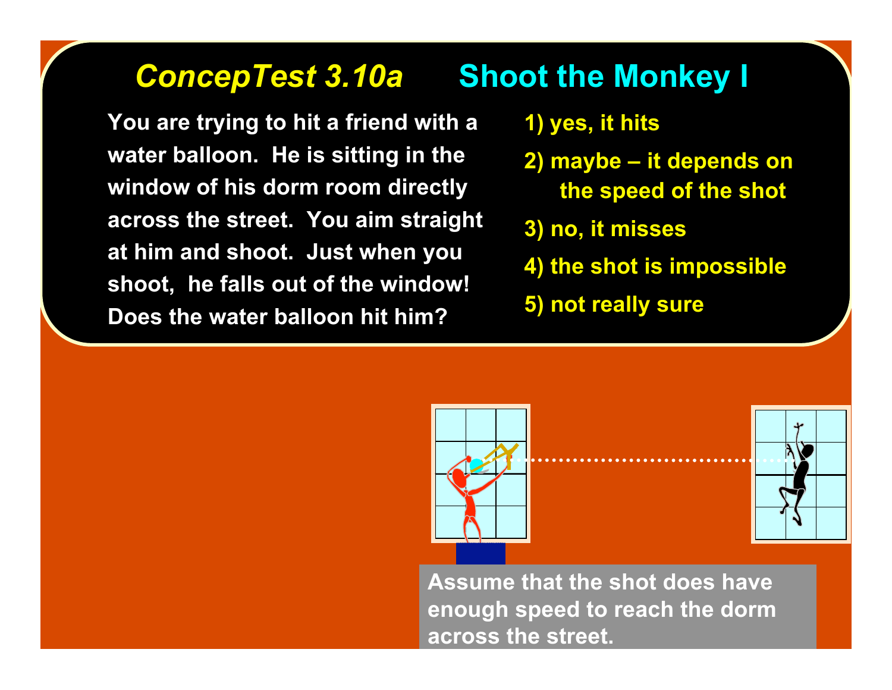# *ConcepTest 3.10a* Shoot the Monkey I

You are trying to hit a friend with a water balloon. He is sitting in the window of his dorm room directly across the street. You aim straight at him and shoot. Just when you shoot, he falls out of the window! Does the water balloon hit him?

1) yes, it hits
2) maybe – it depends on the speed of the shot
3) no, it misses
4) the shot is impossible
5) not really sure

Assume that the shot does have enough speed to reach the dorm across the street.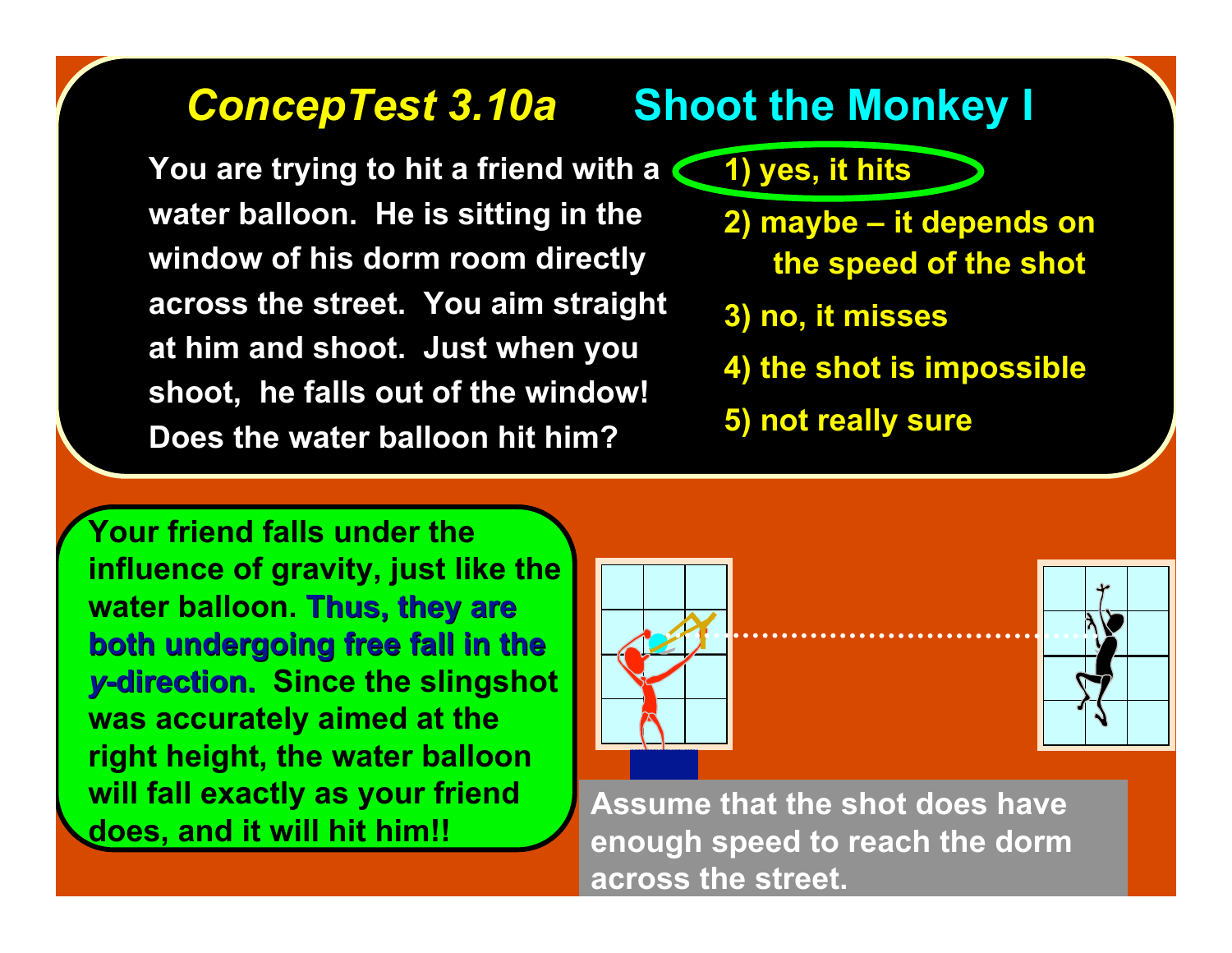# *ConcepTest 3.10a* Shoot the Monkey I

You are trying to hit a friend with a water balloon. He is sitting in the window of his dorm room directly across the street. You aim straight at him and shoot. Just when you shoot, he falls out of the window! Does the water balloon hit him?

1) yes, it hits
2) maybe – it depends on the speed of the shot
3) no, it misses
4) the shot is impossible
5) not really sure

Your friend falls under the influence of gravity, just like the water balloon. **Thus, they are both undergoing free fall in the *y*-direction.** Since the slingshot was accurately aimed at the right height, the water balloon will fall exactly as your friend does, and it will hit him!!

Assume that the shot does have enough speed to reach the dorm across the street.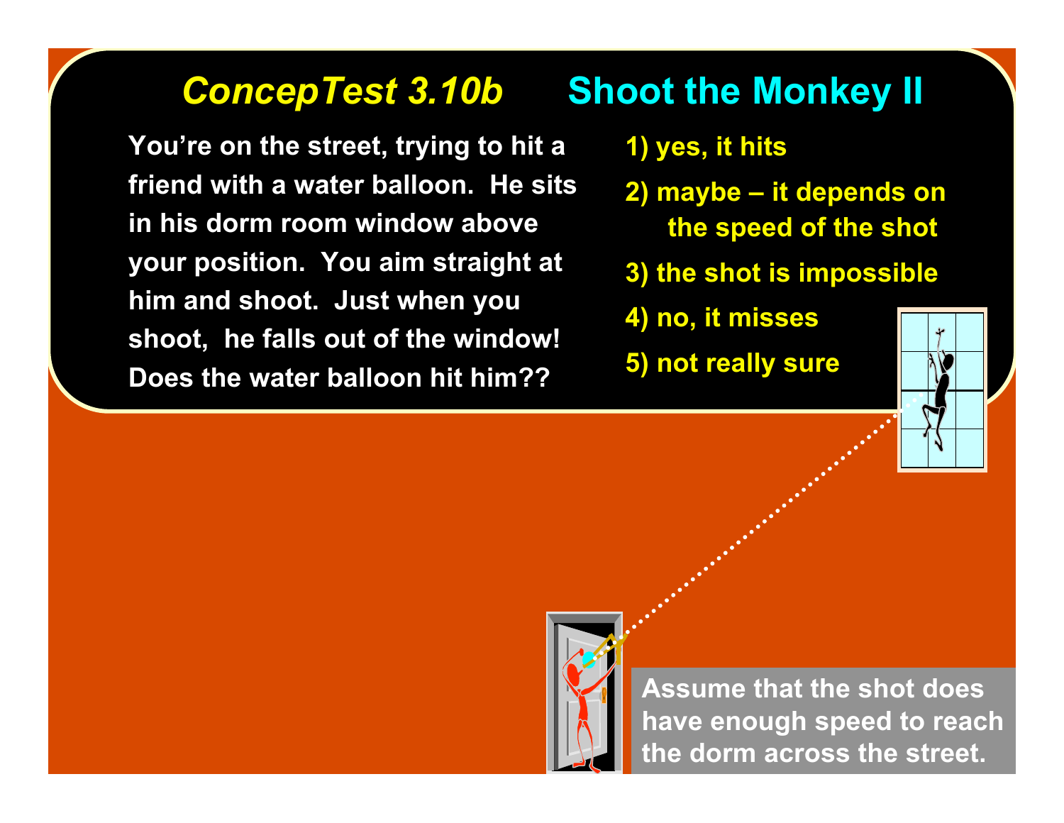# *ConcepTest 3.10b* Shoot the Monkey II

You're on the street, trying to hit a friend with a water balloon. He sits in his dorm room window above your position. You aim straight at him and shoot. Just when you shoot, he falls out of the window! Does the water balloon hit him??

1) yes, it hits
2) maybe – it depends on the speed of the shot
3) the shot is impossible
4) no, it misses
5) not really sure

Assume that the shot does have enough speed to reach the dorm across the street.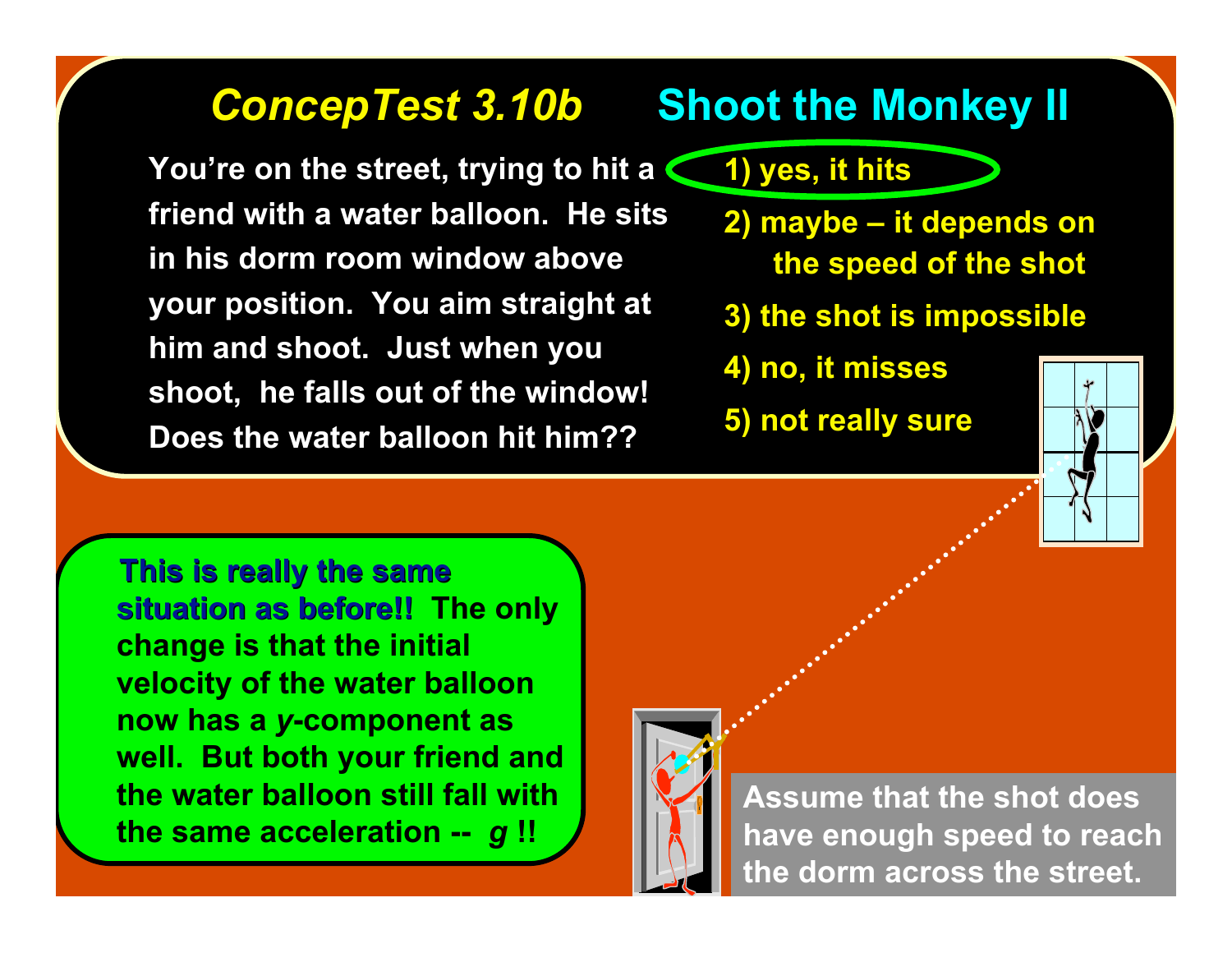# *ConcepTest 3.10b* Shoot the Monkey II

You're on the street, trying to hit a friend with a water balloon. He sits in his dorm room window above your position. You aim straight at him and shoot. Just when you shoot, he falls out of the window! Does the water balloon hit him??

1) yes, it hits
2) maybe – it depends on the speed of the shot
3) the shot is impossible
4) no, it misses
5) not really sure

**This is really the same situation as before!!** The only change is that the initial velocity of the water balloon now has a *y*-component as well. But both your friend and the water balloon still fall with the same acceleration -- *g* !!

Assume that the shot does have enough speed to reach the dorm across the street.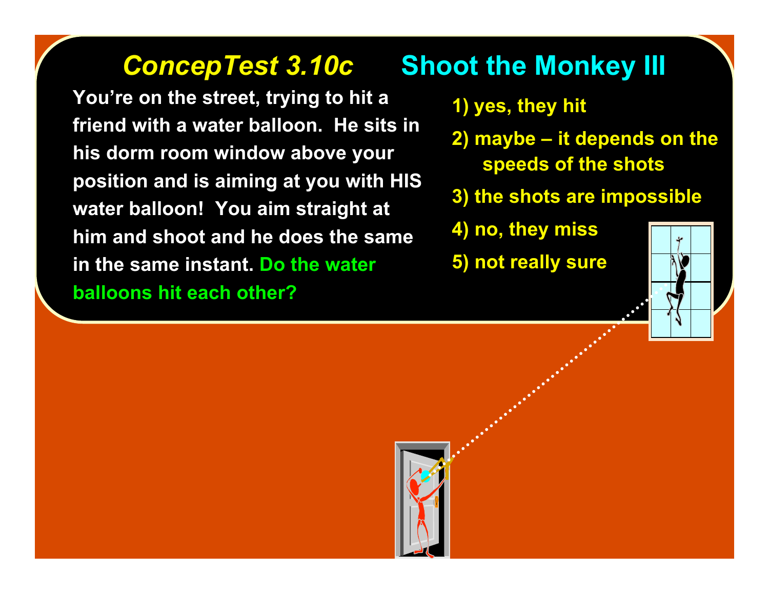# *ConcepTest 3.10c* Shoot the Monkey III

**You're on the street, trying to hit a friend with a water balloon. He sits in his dorm room window above your position and is aiming at you with HIS water balloon! You aim straight at him and shoot and he does the same in the same instant. Do the water balloons hit each other?**

1) yes, they hit
2) maybe – it depends on the speeds of the shots
3) the shots are impossible
4) no, they miss
5) not really sure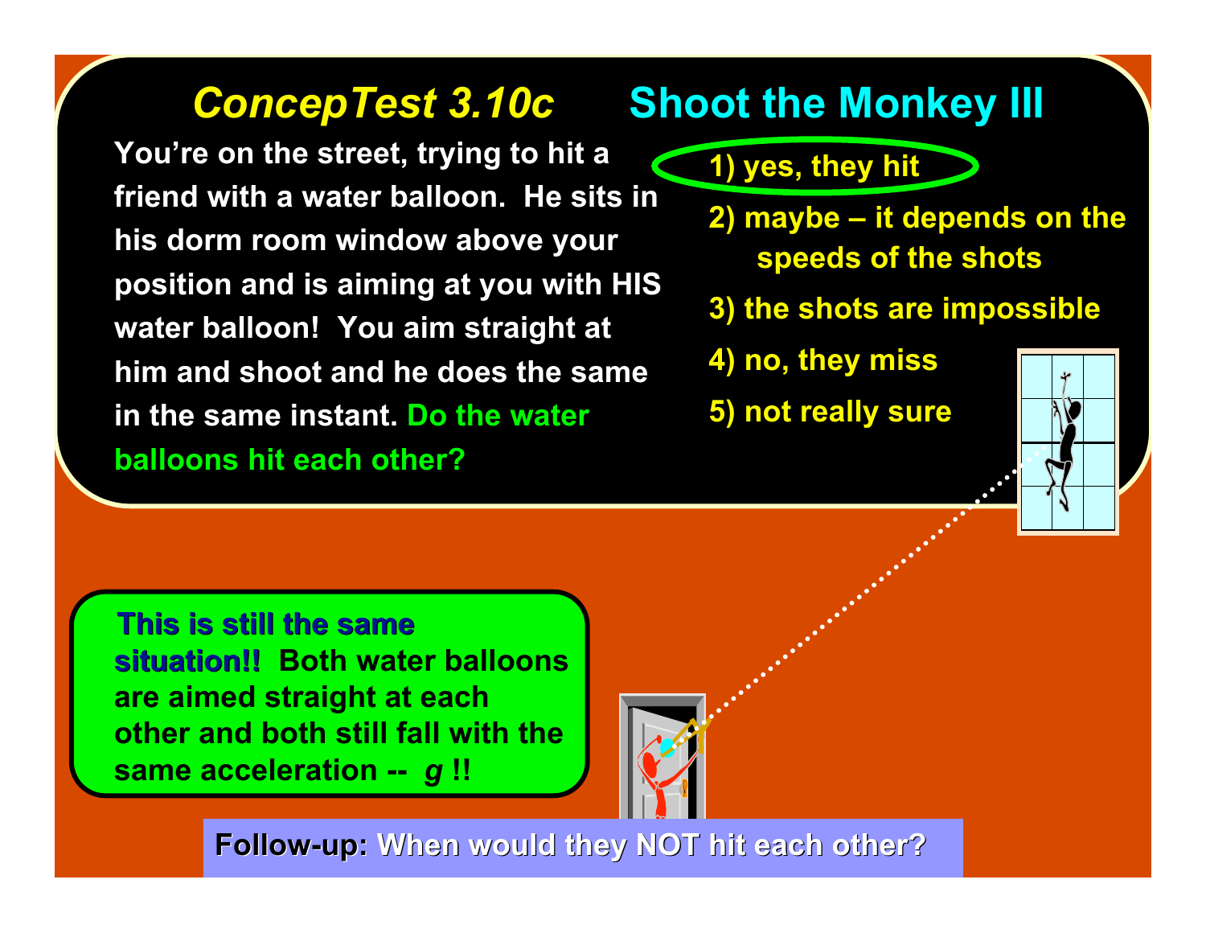# ConcepTest 3.10c Shoot the Monkey III

You're on the street, trying to hit a friend with a water balloon. He sits in his dorm room window above your position and is aiming at you with HIS water balloon! You aim straight at him and shoot and he does the same in the same instant. **Do the water balloons hit each other?**

1) yes, they hit
2) maybe – it depends on the speeds of the shots
3) the shots are impossible
4) no, they miss
5) not really sure

**This is still the same situation!!** Both water balloons are aimed straight at each other and both still fall with the same acceleration -- $g$ !!

**Follow-up:** When would they NOT hit each other?